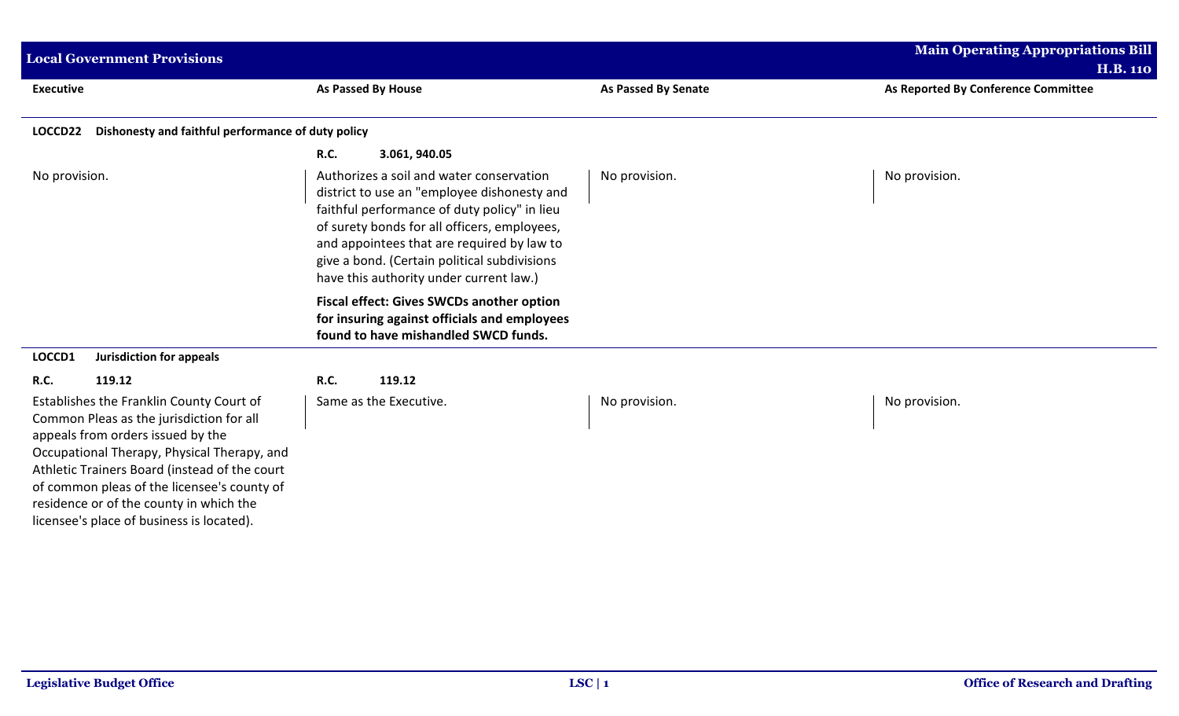## Local Government Provisions

**Main Operating Appropriations Bill H.B. 110**

| Executive | As Passed By House | As Passed By Senate | As Reported By Conference Committee |
|---|---|---|---|
| **LOCCD22 Dishonesty and faithful performance of duty policy** | | | |
| | **R.C. 3.061, 940.05** | | |
| No provision. | Authorizes a soil and water conservation district to use an "employee dishonesty and faithful performance of duty policy" in lieu of surety bonds for all officers, employees, and appointees that are required by law to give a bond. (Certain political subdivisions have this authority under current law.) | No provision. | No provision. |
| | **Fiscal effect: Gives SWCDs another option for insuring against officials and employees found to have mishandled SWCD funds.** | | |
| **LOCCD1 Jurisdiction for appeals** | | | |
| **R.C. 119.12** | **R.C. 119.12** | | |
| Establishes the Franklin County Court of Common Pleas as the jurisdiction for all appeals from orders issued by the Occupational Therapy, Physical Therapy, and Athletic Trainers Board (instead of the court of common pleas of the licensee's county of residence or of the county in which the licensee's place of business is located). | Same as the Executive. | No provision. | No provision. |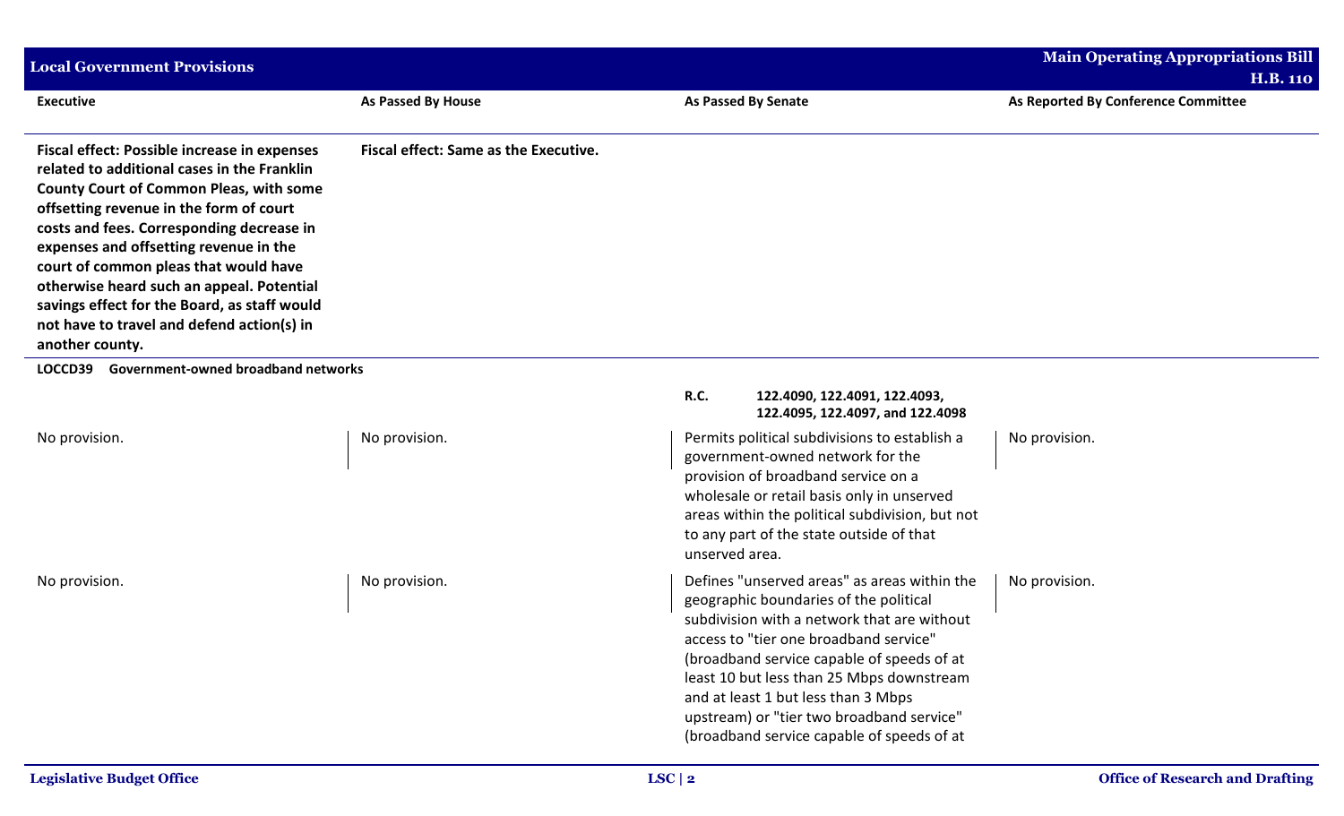| Executive | As Passed By House | As Passed By Senate | As Reported By Conference Committee |
|---|---|---|---|
| **Fiscal effect: Possible increase in expenses related to additional cases in the Franklin County Court of Common Pleas, with some offsetting revenue in the form of court costs and fees. Corresponding decrease in expenses and offsetting revenue in the court of common pleas that would have otherwise heard such an appeal. Potential savings effect for the Board, as staff would not have to travel and defend action(s) in another county.** | **Fiscal effect: Same as the Executive.** | | |
| **LOCCD39 Government-owned broadband networks** | | | |
| | | **R.C. 122.4090, 122.4091, 122.4093, 122.4095, 122.4097, and 122.4098** | |
| No provision. | No provision. | Permits political subdivisions to establish a government-owned network for the provision of broadband service on a wholesale or retail basis only in unserved areas within the political subdivision, but not to any part of the state outside of that unserved area. | No provision. |
| No provision. | No provision. | Defines "unserved areas" as areas within the geographic boundaries of the political subdivision with a network that are without access to "tier one broadband service" (broadband service capable of speeds of at least 10 but less than 25 Mbps downstream and at least 1 but less than 3 Mbps upstream) or "tier two broadband service" (broadband service capable of speeds of at | No provision. |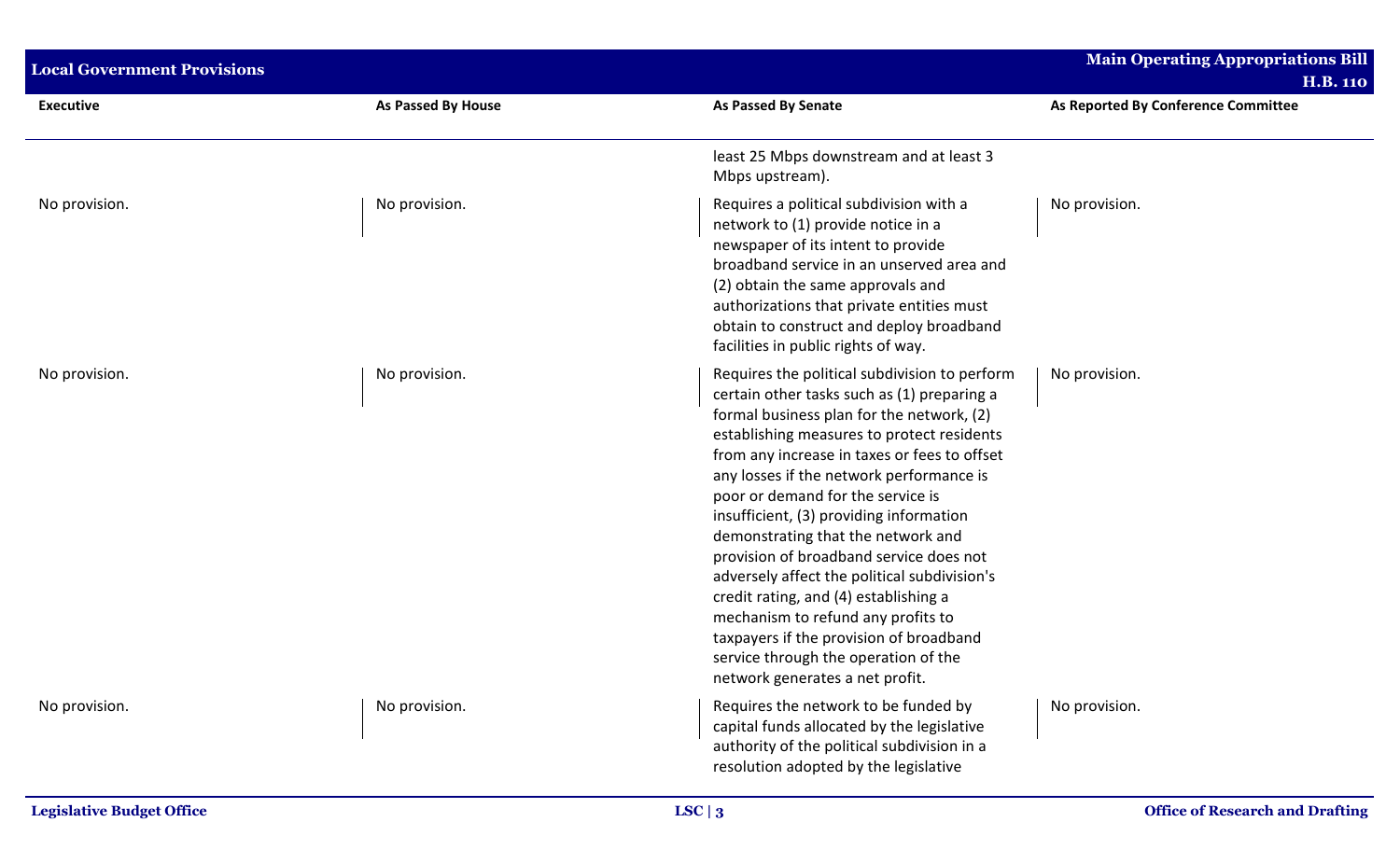| Executive | As Passed By House | As Passed By Senate | As Reported By Conference Committee |
|---|---|---|---|
| | | least 25 Mbps downstream and at least 3 Mbps upstream). | |
| No provision. | No provision. | Requires a political subdivision with a network to (1) provide notice in a newspaper of its intent to provide broadband service in an unserved area and (2) obtain the same approvals and authorizations that private entities must obtain to construct and deploy broadband facilities in public rights of way. | No provision. |
| No provision. | No provision. | Requires the political subdivision to perform certain other tasks such as (1) preparing a formal business plan for the network, (2) establishing measures to protect residents from any increase in taxes or fees to offset any losses if the network performance is poor or demand for the service is insufficient, (3) providing information demonstrating that the network and provision of broadband service does not adversely affect the political subdivision's credit rating, and (4) establishing a mechanism to refund any profits to taxpayers if the provision of broadband service through the operation of the network generates a net profit. | No provision. |
| No provision. | No provision. | Requires the network to be funded by capital funds allocated by the legislative authority of the political subdivision in a resolution adopted by the legislative | No provision. |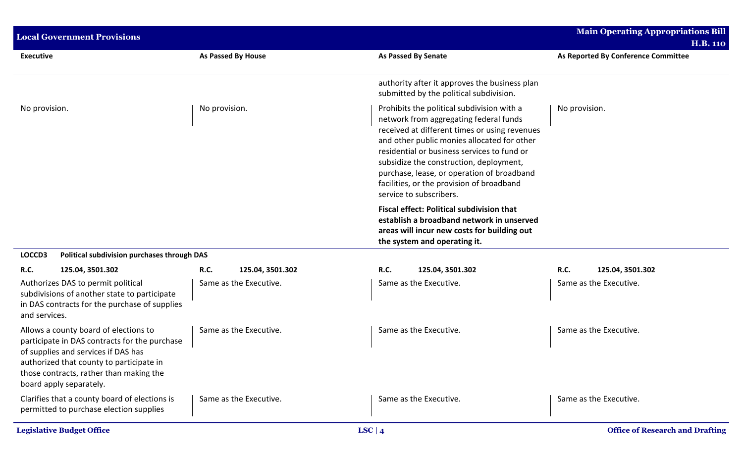| Executive | As Passed By House | As Passed By Senate | As Reported By Conference Committee |
|---|---|---|---|
| | | authority after it approves the business plan submitted by the political subdivision. | |
| No provision. | No provision. | Prohibits the political subdivision with a network from aggregating federal funds received at different times or using revenues and other public monies allocated for other residential or business services to fund or subsidize the construction, deployment, purchase, lease, or operation of broadband facilities, or the provision of broadband service to subscribers. | No provision. |
| | | **Fiscal effect: Political subdivision that establish a broadband network in unserved areas will incur new costs for building out the system and operating it.** | |
| **LOCCD3 Political subdivision purchases through DAS** | | | |
| **R.C. 125.04, 3501.302** | **R.C. 125.04, 3501.302** | **R.C. 125.04, 3501.302** | **R.C. 125.04, 3501.302** |
| Authorizes DAS to permit political subdivisions of another state to participate in DAS contracts for the purchase of supplies and services. | Same as the Executive. | Same as the Executive. | Same as the Executive. |
| Allows a county board of elections to participate in DAS contracts for the purchase of supplies and services if DAS has authorized that county to participate in those contracts, rather than making the board apply separately. | Same as the Executive. | Same as the Executive. | Same as the Executive. |
| Clarifies that a county board of elections is permitted to purchase election supplies | Same as the Executive. | Same as the Executive. | Same as the Executive. |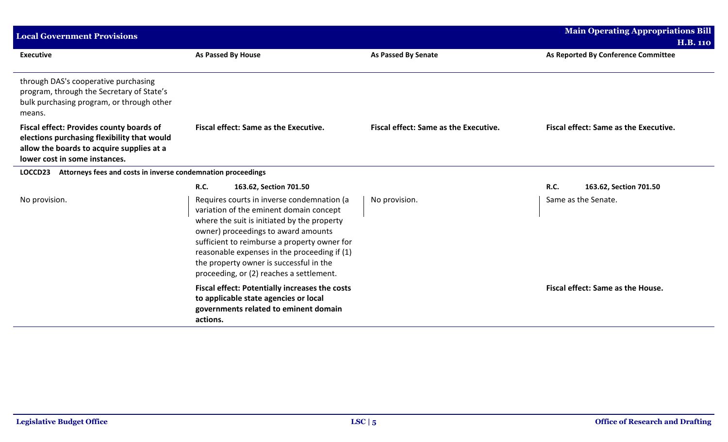| Executive | As Passed By House | As Passed By Senate | As Reported By Conference Committee |
|---|---|---|---|
| through DAS's cooperative purchasing program, through the Secretary of State's bulk purchasing program, or through other means. | | | |
| **Fiscal effect: Provides county boards of elections purchasing flexibility that would allow the boards to acquire supplies at a lower cost in some instances.** | **Fiscal effect: Same as the Executive.** | **Fiscal effect: Same as the Executive.** | **Fiscal effect: Same as the Executive.** |
| **LOCCD23 Attorneys fees and costs in inverse condemnation proceedings** | | | |
| | **R.C. 163.62, Section 701.50** | | **R.C. 163.62, Section 701.50** |
| No provision. | Requires courts in inverse condemnation (a variation of the eminent domain concept where the suit is initiated by the property owner) proceedings to award amounts sufficient to reimburse a property owner for reasonable expenses in the proceeding if (1) the property owner is successful in the proceeding, or (2) reaches a settlement. | No provision. | Same as the Senate. |
| | **Fiscal effect: Potentially increases the costs to applicable state agencies or local governments related to eminent domain actions.** | | **Fiscal effect: Same as the House.** |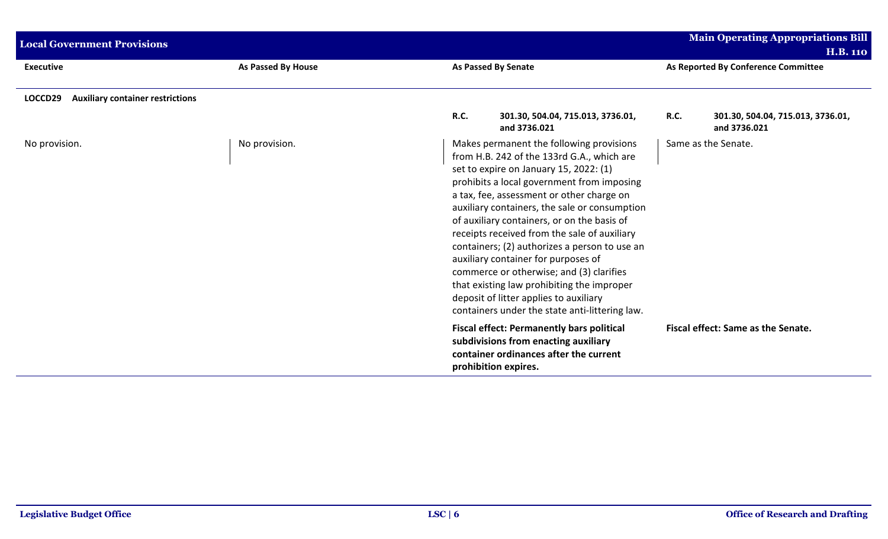| Executive | As Passed By House | As Passed By Senate | As Reported By Conference Committee |
|---|---|---|---|
| **LOCCD29 Auxiliary container restrictions** | | | |
| | | **R.C. 301.30, 504.04, 715.013, 3736.01, and 3736.021** | **R.C. 301.30, 504.04, 715.013, 3736.01, and 3736.021** |
| No provision. | No provision. | Makes permanent the following provisions from H.B. 242 of the 133rd G.A., which are set to expire on January 15, 2022: (1) prohibits a local government from imposing a tax, fee, assessment or other charge on auxiliary containers, the sale or consumption of auxiliary containers, or on the basis of receipts received from the sale of auxiliary containers; (2) authorizes a person to use an auxiliary container for purposes of commerce or otherwise; and (3) clarifies that existing law prohibiting the improper deposit of litter applies to auxiliary containers under the state anti-littering law. | Same as the Senate. |
| | | **Fiscal effect: Permanently bars political subdivisions from enacting auxiliary container ordinances after the current prohibition expires.** | **Fiscal effect: Same as the Senate.** |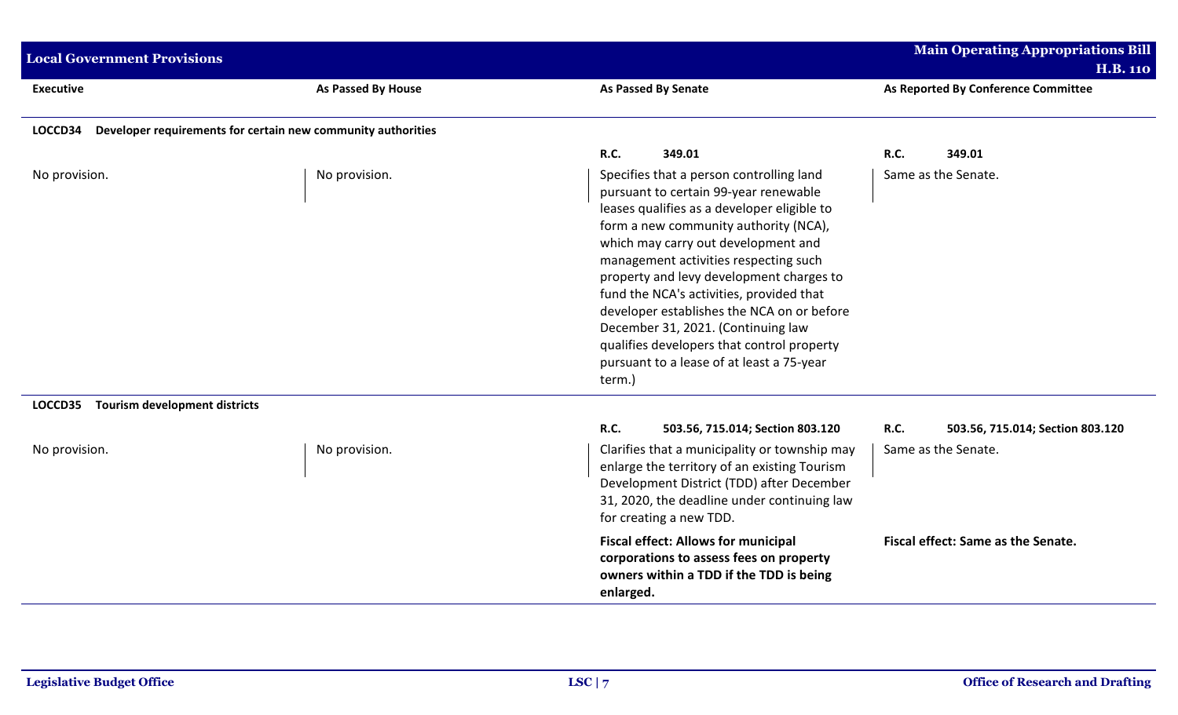| Executive | As Passed By House | As Passed By Senate | As Reported By Conference Committee |
|---|---|---|---|
| **LOCCD34 Developer requirements for certain new community authorities** | | | |
| | | **R.C. 349.01** | **R.C. 349.01** |
| No provision. | No provision. | Specifies that a person controlling land pursuant to certain 99-year renewable leases qualifies as a developer eligible to form a new community authority (NCA), which may carry out development and management activities respecting such property and levy development charges to fund the NCA's activities, provided that developer establishes the NCA on or before December 31, 2021. (Continuing law qualifies developers that control property pursuant to a lease of at least a 75-year term.) | Same as the Senate. |
| **LOCCD35 Tourism development districts** | | | |
| | | **R.C. 503.56, 715.014; Section 803.120** | **R.C. 503.56, 715.014; Section 803.120** |
| No provision. | No provision. | Clarifies that a municipality or township may enlarge the territory of an existing Tourism Development District (TDD) after December 31, 2020, the deadline under continuing law for creating a new TDD. | Same as the Senate. |
| | | **Fiscal effect: Allows for municipal corporations to assess fees on property owners within a TDD if the TDD is being enlarged.** | **Fiscal effect: Same as the Senate.** |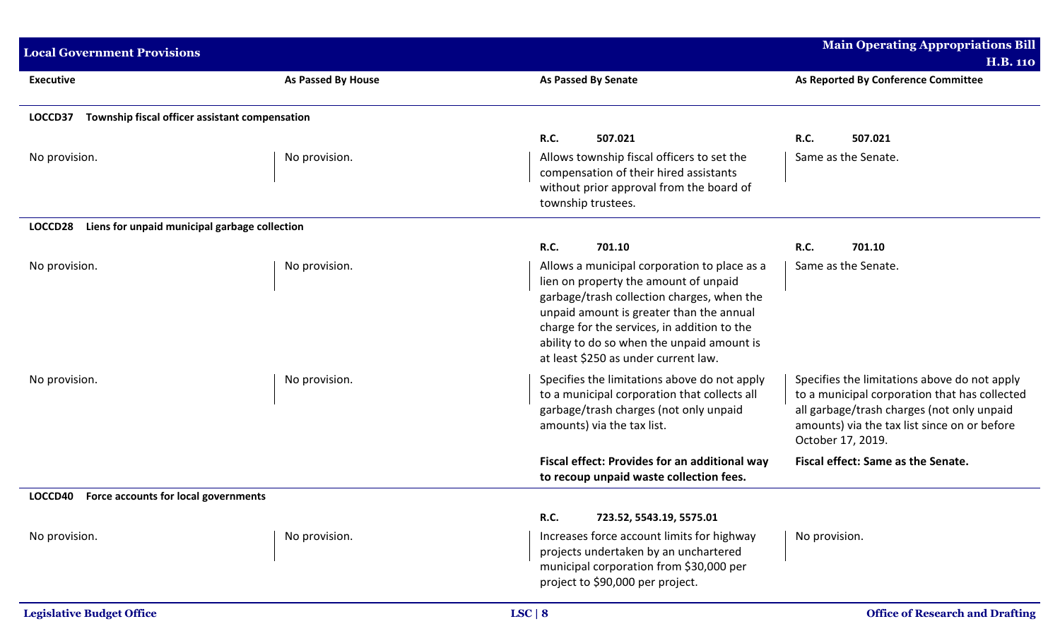| Executive | As Passed By House | As Passed By Senate | As Reported By Conference Committee |
|---|---|---|---|
| **LOCCD37 Township fiscal officer assistant compensation** | | | |
| | | **R.C. 507.021** | **R.C. 507.021** |
| No provision. | No provision. | Allows township fiscal officers to set the compensation of their hired assistants without prior approval from the board of township trustees. | Same as the Senate. |
| **LOCCD28 Liens for unpaid municipal garbage collection** | | | |
| | | **R.C. 701.10** | **R.C. 701.10** |
| No provision. | No provision. | Allows a municipal corporation to place as a lien on property the amount of unpaid garbage/trash collection charges, when the unpaid amount is greater than the annual charge for the services, in addition to the ability to do so when the unpaid amount is at least $250 as under current law. | Same as the Senate. |
| No provision. | No provision. | Specifies the limitations above do not apply to a municipal corporation that collects all garbage/trash charges (not only unpaid amounts) via the tax list. | Specifies the limitations above do not apply to a municipal corporation that has collected all garbage/trash charges (not only unpaid amounts) via the tax list since on or before October 17, 2019. |
| | | **Fiscal effect: Provides for an additional way to recoup unpaid waste collection fees.** | **Fiscal effect: Same as the Senate.** |
| **LOCCD40 Force accounts for local governments** | | | |
| | | **R.C. 723.52, 5543.19, 5575.01** | |
| No provision. | No provision. | Increases force account limits for highway projects undertaken by an unchartered municipal corporation from $30,000 per project to $90,000 per project. | No provision. |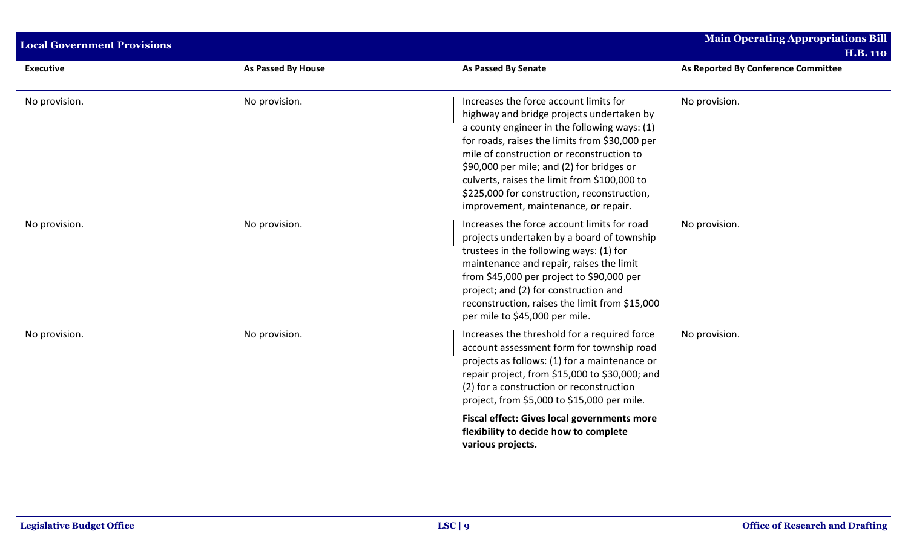## Local Government Provisions

**Main Operating Appropriations Bill H.B. 110**

| Executive | As Passed By House | As Passed By Senate | As Reported By Conference Committee |
|---|---|---|---|
| No provision. | No provision. | Increases the force account limits for highway and bridge projects undertaken by a county engineer in the following ways: (1) for roads, raises the limits from $30,000 per mile of construction or reconstruction to $90,000 per mile; and (2) for bridges or culverts, raises the limit from $100,000 to $225,000 for construction, reconstruction, improvement, maintenance, or repair. | No provision. |
| No provision. | No provision. | Increases the force account limits for road projects undertaken by a board of township trustees in the following ways: (1) for maintenance and repair, raises the limit from $45,000 per project to $90,000 per project; and (2) for construction and reconstruction, raises the limit from $15,000 per mile to $45,000 per mile. | No provision. |
| No provision. | No provision. | Increases the threshold for a required force account assessment form for township road projects as follows: (1) for a maintenance or repair project, from $15,000 to $30,000; and (2) for a construction or reconstruction project, from $5,000 to $15,000 per mile.<br><br>**Fiscal effect: Gives local governments more flexibility to decide how to complete various projects.** | No provision. |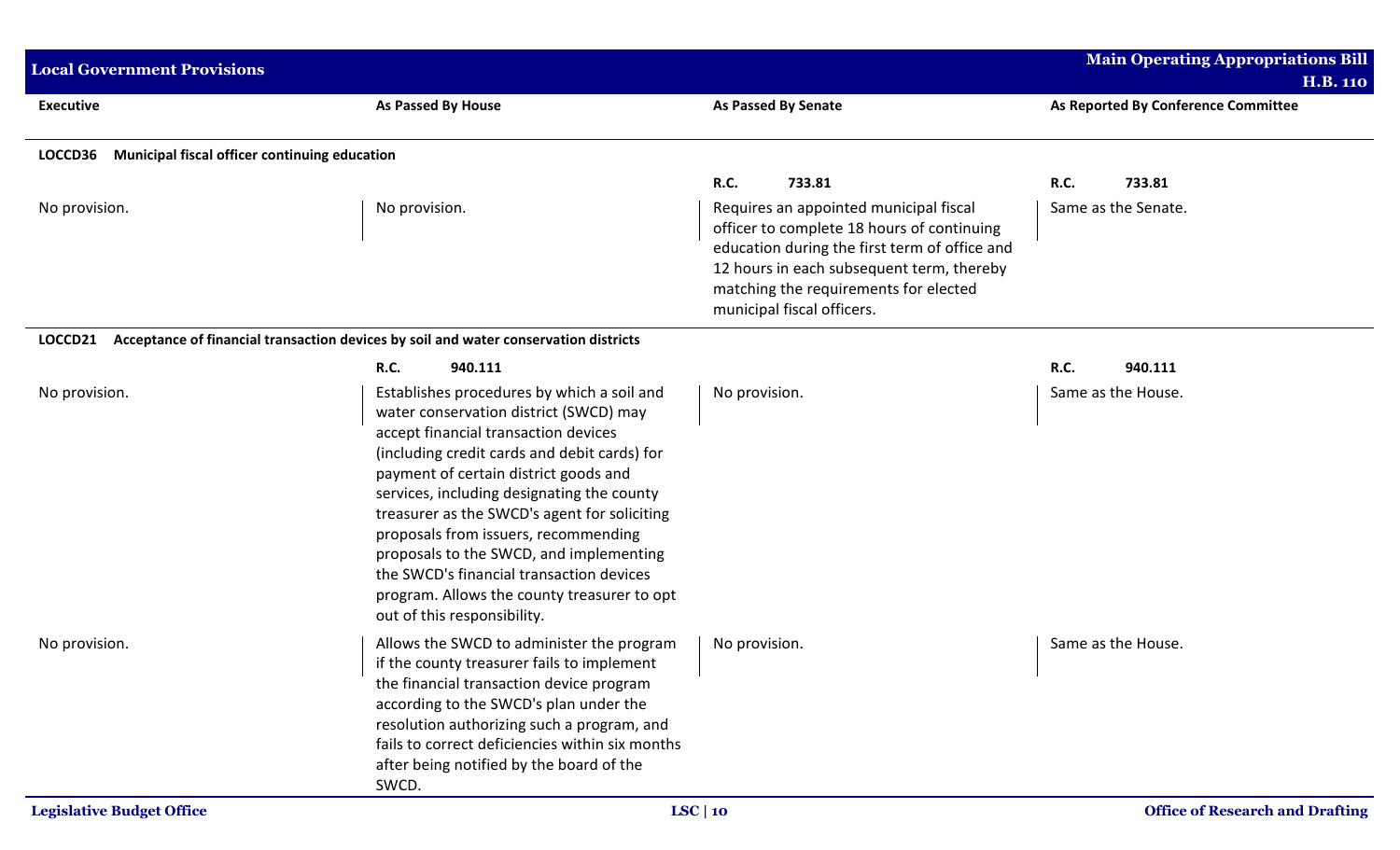| Executive | As Passed By House | As Passed By Senate | As Reported By Conference Committee |
|---|---|---|---|
| **LOCCD36 Municipal fiscal officer continuing education** | | | |
| | | **R.C. 733.81** | **R.C. 733.81** |
| No provision. | No provision. | Requires an appointed municipal fiscal officer to complete 18 hours of continuing education during the first term of office and 12 hours in each subsequent term, thereby matching the requirements for elected municipal fiscal officers. | Same as the Senate. |
| **LOCCD21 Acceptance of financial transaction devices by soil and water conservation districts** | | | |
| | **R.C. 940.111** | | **R.C. 940.111** |
| No provision. | Establishes procedures by which a soil and water conservation district (SWCD) may accept financial transaction devices (including credit cards and debit cards) for payment of certain district goods and services, including designating the county treasurer as the SWCD's agent for soliciting proposals from issuers, recommending proposals to the SWCD, and implementing the SWCD's financial transaction devices program. Allows the county treasurer to opt out of this responsibility. | No provision. | Same as the House. |
| No provision. | Allows the SWCD to administer the program if the county treasurer fails to implement the financial transaction device program according to the SWCD's plan under the resolution authorizing such a program, and fails to correct deficiencies within six months after being notified by the board of the SWCD. | No provision. | Same as the House. |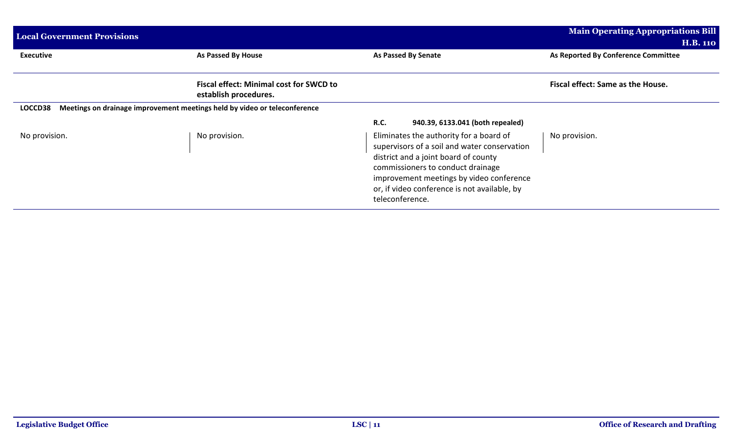| Executive | As Passed By House | As Passed By Senate | As Reported By Conference Committee |
|---|---|---|---|
| | **Fiscal effect: Minimal cost for SWCD to establish procedures.** | | **Fiscal effect: Same as the House.** |
| **LOCCD38 Meetings on drainage improvement meetings held by video or teleconference** | | | |
| | | **R.C. 940.39, 6133.041 (both repealed)** | |
| No provision. | No provision. | Eliminates the authority for a board of supervisors of a soil and water conservation district and a joint board of county commissioners to conduct drainage improvement meetings by video conference or, if video conference is not available, by teleconference. | No provision. |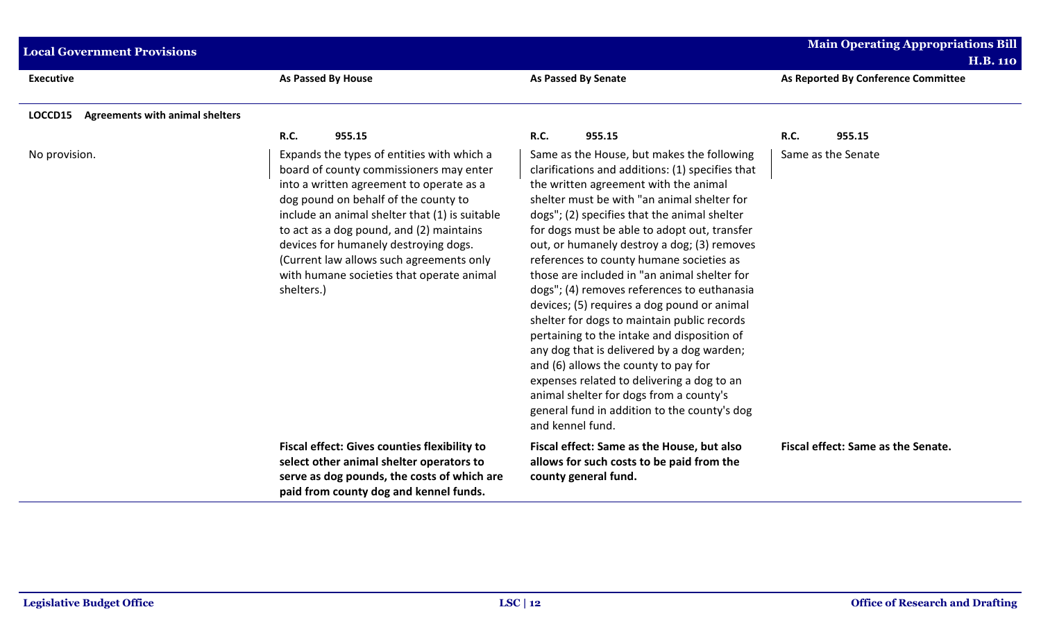| Executive | As Passed By House | As Passed By Senate | As Reported By Conference Committee |
|---|---|---|---|
| **LOCCD15 Agreements with animal shelters** | | | |
| | **R.C. 955.15** | **R.C. 955.15** | **R.C. 955.15** |
| No provision. | Expands the types of entities with which a board of county commissioners may enter into a written agreement to operate as a dog pound on behalf of the county to include an animal shelter that (1) is suitable to act as a dog pound, and (2) maintains devices for humanely destroying dogs. (Current law allows such agreements only with humane societies that operate animal shelters.) | Same as the House, but makes the following clarifications and additions: (1) specifies that the written agreement with the animal shelter must be with "an animal shelter for dogs"; (2) specifies that the animal shelter for dogs must be able to adopt out, transfer out, or humanely destroy a dog; (3) removes references to county humane societies as those are included in "an animal shelter for dogs"; (4) removes references to euthanasia devices; (5) requires a dog pound or animal shelter for dogs to maintain public records pertaining to the intake and disposition of any dog that is delivered by a dog warden; and (6) allows the county to pay for expenses related to delivering a dog to an animal shelter for dogs from a county's general fund in addition to the county's dog and kennel fund. | Same as the Senate |
| | **Fiscal effect: Gives counties flexibility to select other animal shelter operators to serve as dog pounds, the costs of which are paid from county dog and kennel funds.** | **Fiscal effect: Same as the House, but also allows for such costs to be paid from the county general fund.** | **Fiscal effect: Same as the Senate.** |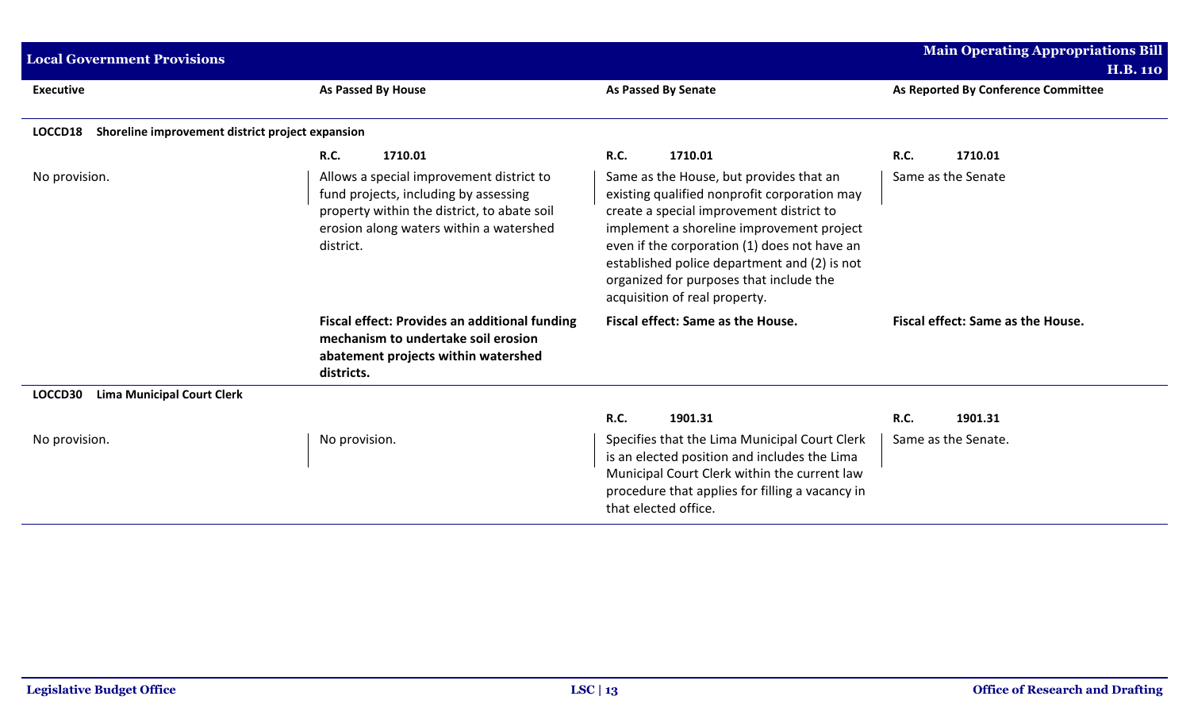| Executive | As Passed By House | As Passed By Senate | As Reported By Conference Committee |
|---|---|---|---|
| **LOCCD18 Shoreline improvement district project expansion** | | | |
| | **R.C.** 1710.01 | **R.C.** 1710.01 | **R.C.** 1710.01 |
| No provision. | Allows a special improvement district to fund projects, including by assessing property within the district, to abate soil erosion along waters within a watershed district. | Same as the House, but provides that an existing qualified nonprofit corporation may create a special improvement district to implement a shoreline improvement project even if the corporation (1) does not have an established police department and (2) is not organized for purposes that include the acquisition of real property. | Same as the Senate |
| | **Fiscal effect: Provides an additional funding mechanism to undertake soil erosion abatement projects within watershed districts.** | **Fiscal effect: Same as the House.** | **Fiscal effect: Same as the House.** |
| **LOCCD30 Lima Municipal Court Clerk** | | | |
| | | **R.C.** 1901.31 | **R.C.** 1901.31 |
| No provision. | No provision. | Specifies that the Lima Municipal Court Clerk is an elected position and includes the Lima Municipal Court Clerk within the current law procedure that applies for filling a vacancy in that elected office. | Same as the Senate. |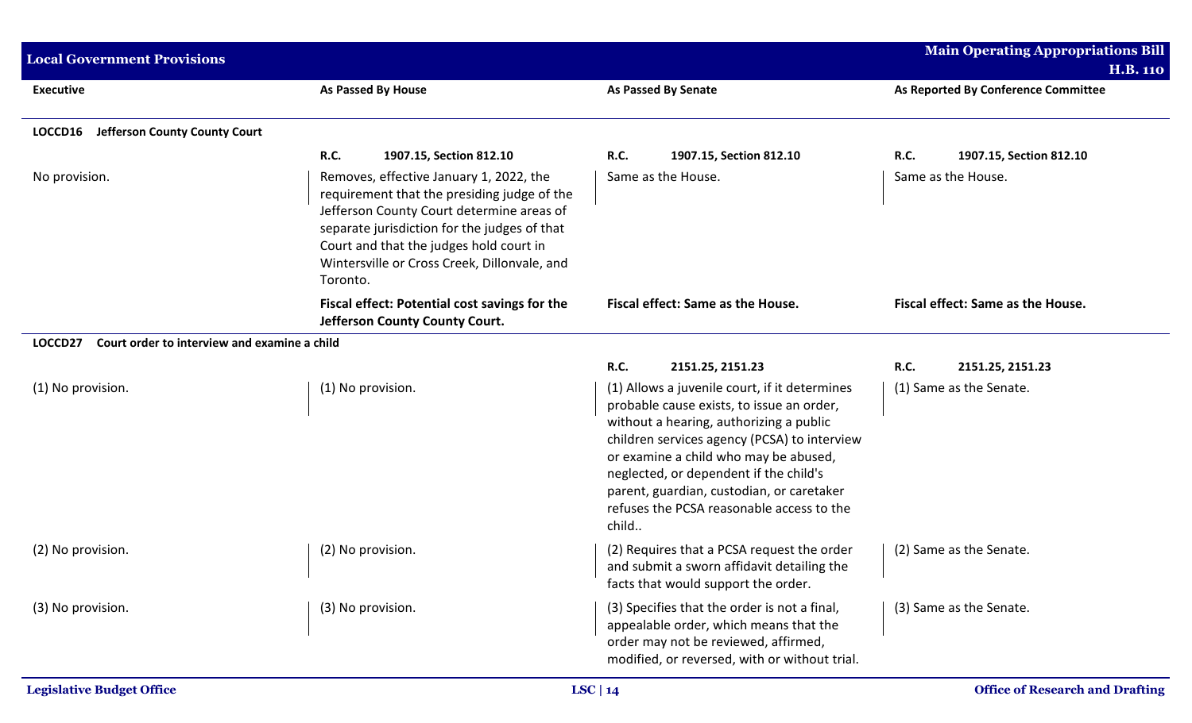| Executive | As Passed By House | As Passed By Senate | As Reported By Conference Committee |
|---|---|---|---|
| **LOCCD16 Jefferson County County Court** | | | |
| | **R.C. 1907.15, Section 812.10** | **R.C. 1907.15, Section 812.10** | **R.C. 1907.15, Section 812.10** |
| No provision. | Removes, effective January 1, 2022, the requirement that the presiding judge of the Jefferson County Court determine areas of separate jurisdiction for the judges of that Court and that the judges hold court in Wintersville or Cross Creek, Dillonvale, and Toronto. | Same as the House. | Same as the House. |
| | **Fiscal effect: Potential cost savings for the Jefferson County County Court.** | **Fiscal effect: Same as the House.** | **Fiscal effect: Same as the House.** |
| **LOCCD27 Court order to interview and examine a child** | | | |
| | | **R.C. 2151.25, 2151.23** | **R.C. 2151.25, 2151.23** |
| (1) No provision. | (1) No provision. | (1) Allows a juvenile court, if it determines probable cause exists, to issue an order, without a hearing, authorizing a public children services agency (PCSA) to interview or examine a child who may be abused, neglected, or dependent if the child's parent, guardian, custodian, or caretaker refuses the PCSA reasonable access to the child.. | (1) Same as the Senate. |
| (2) No provision. | (2) No provision. | (2) Requires that a PCSA request the order and submit a sworn affidavit detailing the facts that would support the order. | (2) Same as the Senate. |
| (3) No provision. | (3) No provision. | (3) Specifies that the order is not a final, appealable order, which means that the order may not be reviewed, affirmed, modified, or reversed, with or without trial. | (3) Same as the Senate. |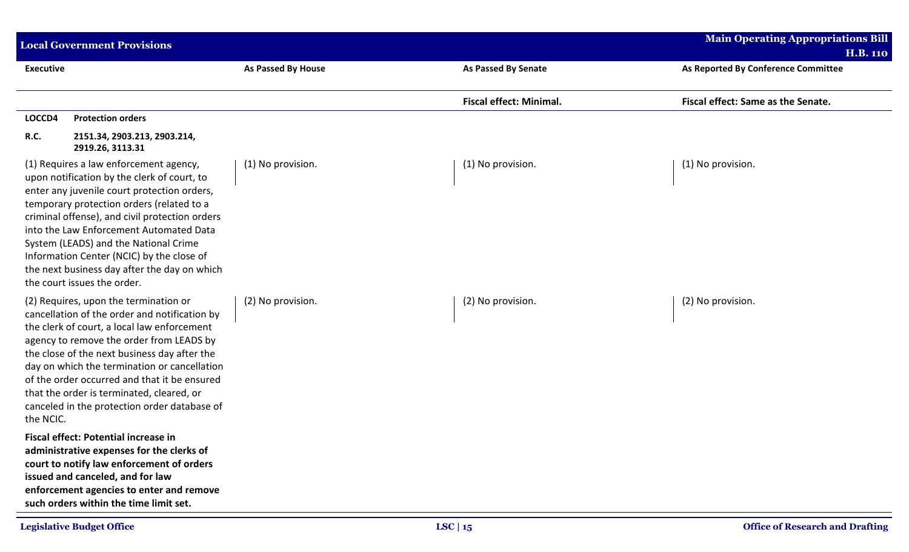| Executive | As Passed By House | As Passed By Senate | As Reported By Conference Committee |
|---|---|---|---|
| | | **Fiscal effect: Minimal.** | **Fiscal effect: Same as the Senate.** |
| **LOCCD4 Protection orders** | | | |
| **R.C. 2151.34, 2903.213, 2903.214, 2919.26, 3113.31** | | | |
| (1) Requires a law enforcement agency, upon notification by the clerk of court, to enter any juvenile court protection orders, temporary protection orders (related to a criminal offense), and civil protection orders into the Law Enforcement Automated Data System (LEADS) and the National Crime Information Center (NCIC) by the close of the next business day after the day on which the court issues the order. | (1) No provision. | (1) No provision. | (1) No provision. |
| (2) Requires, upon the termination or cancellation of the order and notification by the clerk of court, a local law enforcement agency to remove the order from LEADS by the close of the next business day after the day on which the termination or cancellation of the order occurred and that it be ensured that the order is terminated, cleared, or canceled in the protection order database of the NCIC. | (2) No provision. | (2) No provision. | (2) No provision. |
| **Fiscal effect: Potential increase in administrative expenses for the clerks of court to notify law enforcement of orders issued and canceled, and for law enforcement agencies to enter and remove such orders within the time limit set.** | | | |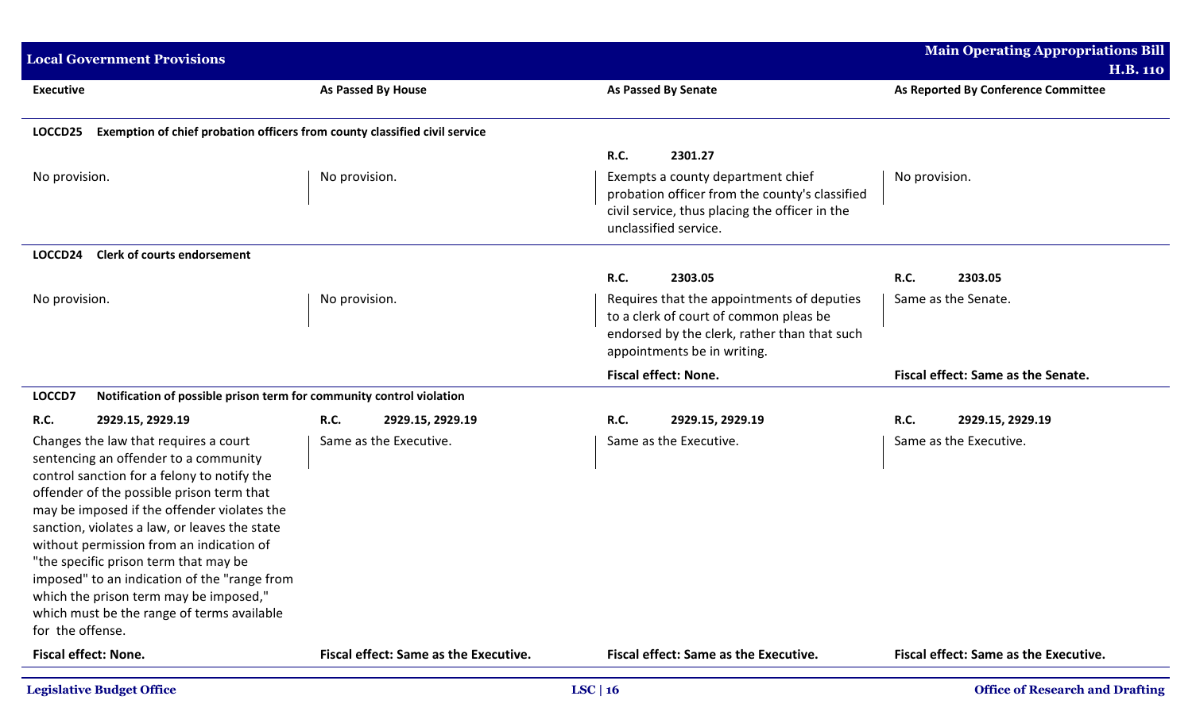| Executive | As Passed By House | As Passed By Senate | As Reported By Conference Committee |
|---|---|---|---|
| **LOCCD25 Exemption of chief probation officers from county classified civil service** | | | |
| | | **R.C.** 2301.27 | |
| No provision. | No provision. | Exempts a county department chief probation officer from the county's classified civil service, thus placing the officer in the unclassified service. | No provision. |
| **LOCCD24 Clerk of courts endorsement** | | | |
| | | **R.C.** 2303.05 | **R.C.** 2303.05 |
| No provision. | No provision. | Requires that the appointments of deputies to a clerk of court of common pleas be endorsed by the clerk, rather than that such appointments be in writing. | Same as the Senate. |
| | | **Fiscal effect: None.** | **Fiscal effect: Same as the Senate.** |
| **LOCCD7 Notification of possible prison term for community control violation** | | | |
| **R.C.** 2929.15, 2929.19 | **R.C.** 2929.15, 2929.19 | **R.C.** 2929.15, 2929.19 | **R.C.** 2929.15, 2929.19 |
| Changes the law that requires a court sentencing an offender to a community control sanction for a felony to notify the offender of the possible prison term that may be imposed if the offender violates the sanction, violates a law, or leaves the state without permission from an indication of "the specific prison term that may be imposed" to an indication of the "range from which the prison term may be imposed," which must be the range of terms available for the offense. | Same as the Executive. | Same as the Executive. | Same as the Executive. |
| **Fiscal effect: None.** | **Fiscal effect: Same as the Executive.** | **Fiscal effect: Same as the Executive.** | **Fiscal effect: Same as the Executive.** |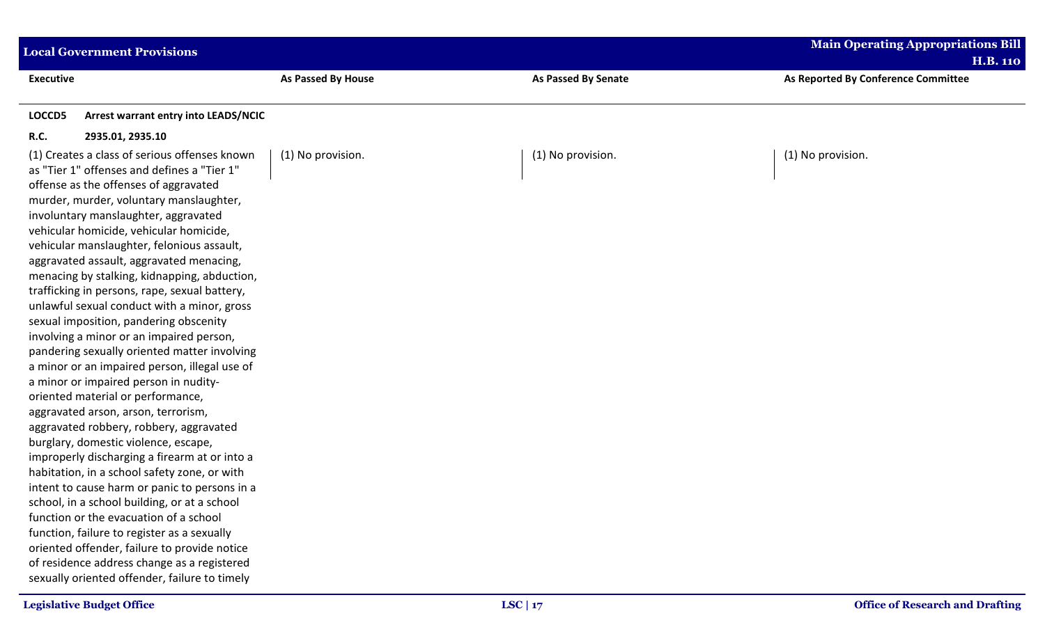| Executive | As Passed By House | As Passed By Senate | As Reported By Conference Committee |
|---|---|---|---|
| **LOCCD5 Arrest warrant entry into LEADS/NCIC** | | | |
| **R.C. 2935.01, 2935.10** | | | |
| (1) Creates a class of serious offenses known as "Tier 1" offenses and defines a "Tier 1" offense as the offenses of aggravated murder, murder, voluntary manslaughter, involuntary manslaughter, aggravated vehicular homicide, vehicular homicide, vehicular manslaughter, felonious assault, aggravated assault, aggravated menacing, menacing by stalking, kidnapping, abduction, trafficking in persons, rape, sexual battery, unlawful sexual conduct with a minor, gross sexual imposition, pandering obscenity involving a minor or an impaired person, pandering sexually oriented matter involving a minor or an impaired person, illegal use of a minor or impaired person in nudity-oriented material or performance, aggravated arson, arson, terrorism, aggravated robbery, robbery, aggravated burglary, domestic violence, escape, improperly discharging a firearm at or into a habitation, in a school safety zone, or with intent to cause harm or panic to persons in a school, in a school building, or at a school function or the evacuation of a school function, failure to register as a sexually oriented offender, failure to provide notice of residence address change as a registered sexually oriented offender, failure to timely | (1) No provision. | (1) No provision. | (1) No provision. |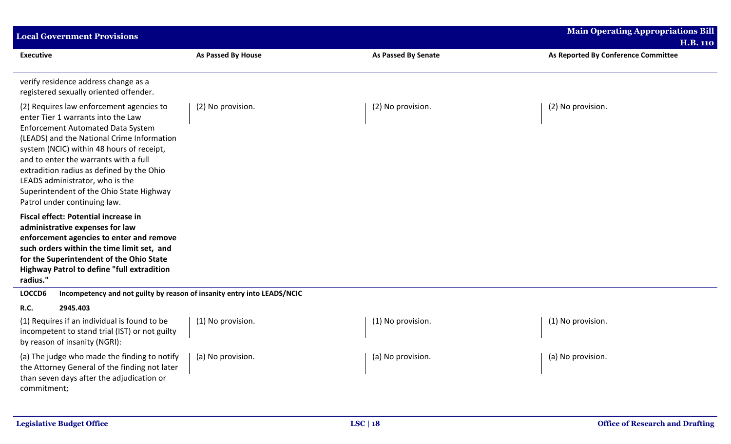| Executive | As Passed By House | As Passed By Senate | As Reported By Conference Committee |
|---|---|---|---|
| verify residence address change as a registered sexually oriented offender. | | | |
| (2) Requires law enforcement agencies to enter Tier 1 warrants into the Law Enforcement Automated Data System (LEADS) and the National Crime Information system (NCIC) within 48 hours of receipt, and to enter the warrants with a full extradition radius as defined by the Ohio LEADS administrator, who is the Superintendent of the Ohio State Highway Patrol under continuing law. | (2) No provision. | (2) No provision. | (2) No provision. |
| **Fiscal effect: Potential increase in administrative expenses for law enforcement agencies to enter and remove such orders within the time limit set, and for the Superintendent of the Ohio State Highway Patrol to define "full extradition radius."** | | | |

**LOCCD6** **Incompetency and not guilty by reason of insanity entry into LEADS/NCIC**

**R.C.** **2945.403**

| Executive | As Passed By House | As Passed By Senate | As Reported By Conference Committee |
|---|---|---|---|
| (1) Requires if an individual is found to be incompetent to stand trial (IST) or not guilty by reason of insanity (NGRI): | (1) No provision. | (1) No provision. | (1) No provision. |
| (a) The judge who made the finding to notify the Attorney General of the finding not later than seven days after the adjudication or commitment; | (a) No provision. | (a) No provision. | (a) No provision. |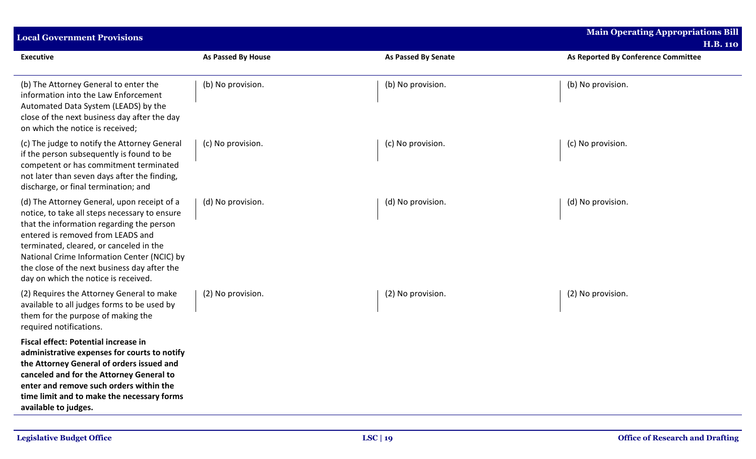| Executive | As Passed By House | As Passed By Senate | As Reported By Conference Committee |
|---|---|---|---|
| (b) The Attorney General to enter the information into the Law Enforcement Automated Data System (LEADS) by the close of the next business day after the day on which the notice is received; | (b) No provision. | (b) No provision. | (b) No provision. |
| (c) The judge to notify the Attorney General if the person subsequently is found to be competent or has commitment terminated not later than seven days after the finding, discharge, or final termination; and | (c) No provision. | (c) No provision. | (c) No provision. |
| (d) The Attorney General, upon receipt of a notice, to take all steps necessary to ensure that the information regarding the person entered is removed from LEADS and terminated, cleared, or canceled in the National Crime Information Center (NCIC) by the close of the next business day after the day on which the notice is received. | (d) No provision. | (d) No provision. | (d) No provision. |
| (2) Requires the Attorney General to make available to all judges forms to be used by them for the purpose of making the required notifications. | (2) No provision. | (2) No provision. | (2) No provision. |
| **Fiscal effect: Potential increase in administrative expenses for courts to notify the Attorney General of orders issued and canceled and for the Attorney General to enter and remove such orders within the time limit and to make the necessary forms available to judges.** | | | |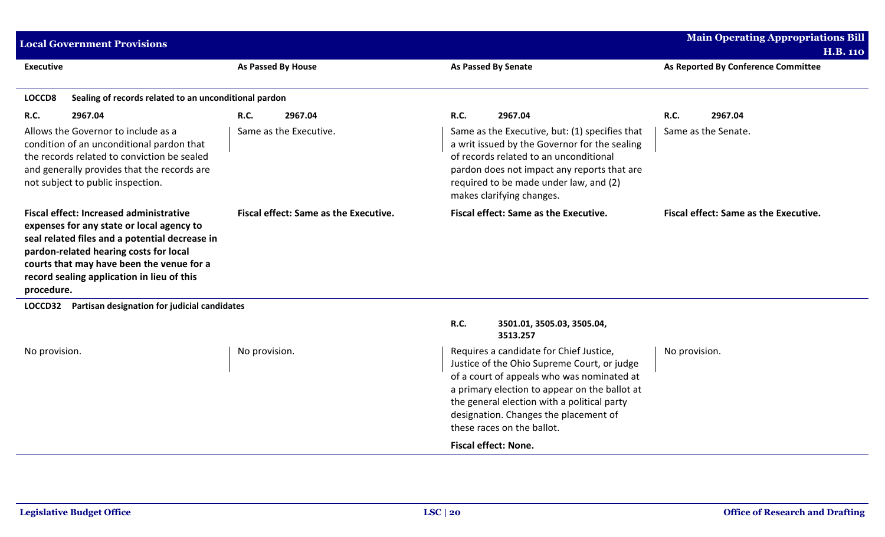| Executive | As Passed By House | As Passed By Senate | As Reported By Conference Committee |
|---|---|---|---|
| **LOCCD8 Sealing of records related to an unconditional pardon** | | | |
| **R.C. 2967.04** | **R.C. 2967.04** | **R.C. 2967.04** | **R.C. 2967.04** |
| Allows the Governor to include as a condition of an unconditional pardon that the records related to conviction be sealed and generally provides that the records are not subject to public inspection. | Same as the Executive. | Same as the Executive, but: (1) specifies that a writ issued by the Governor for the sealing of records related to an unconditional pardon does not impact any reports that are required to be made under law, and (2) makes clarifying changes. | Same as the Senate. |
| **Fiscal effect: Increased administrative expenses for any state or local agency to seal related files and a potential decrease in pardon-related hearing costs for local courts that may have been the venue for a record sealing application in lieu of this procedure.** | **Fiscal effect: Same as the Executive.** | **Fiscal effect: Same as the Executive.** | **Fiscal effect: Same as the Executive.** |
| **LOCCD32 Partisan designation for judicial candidates** | | | |
| | | **R.C. 3501.01, 3505.03, 3505.04, 3513.257** | |
| No provision. | No provision. | Requires a candidate for Chief Justice, Justice of the Ohio Supreme Court, or judge of a court of appeals who was nominated at a primary election to appear on the ballot at the general election with a political party designation. Changes the placement of these races on the ballot. | No provision. |
| | | **Fiscal effect: None.** | |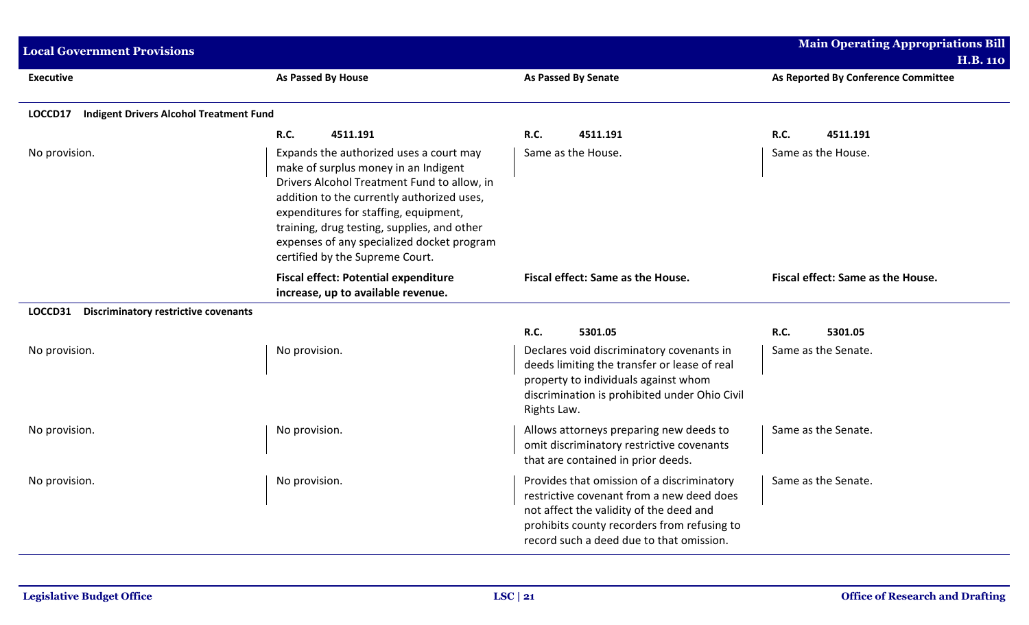| Executive | As Passed By House | As Passed By Senate | As Reported By Conference Committee |
|---|---|---|---|
| **LOCCD17 Indigent Drivers Alcohol Treatment Fund** | | | |
| | **R.C.** 4511.191 | **R.C.** 4511.191 | **R.C.** 4511.191 |
| No provision. | Expands the authorized uses a court may make of surplus money in an Indigent Drivers Alcohol Treatment Fund to allow, in addition to the currently authorized uses, expenditures for staffing, equipment, training, drug testing, supplies, and other expenses of any specialized docket program certified by the Supreme Court. | Same as the House. | Same as the House. |
| | **Fiscal effect: Potential expenditure increase, up to available revenue.** | **Fiscal effect: Same as the House.** | **Fiscal effect: Same as the House.** |
| **LOCCD31 Discriminatory restrictive covenants** | | | |
| | | **R.C.** 5301.05 | **R.C.** 5301.05 |
| No provision. | No provision. | Declares void discriminatory covenants in deeds limiting the transfer or lease of real property to individuals against whom discrimination is prohibited under Ohio Civil Rights Law. | Same as the Senate. |
| No provision. | No provision. | Allows attorneys preparing new deeds to omit discriminatory restrictive covenants that are contained in prior deeds. | Same as the Senate. |
| No provision. | No provision. | Provides that omission of a discriminatory restrictive covenant from a new deed does not affect the validity of the deed and prohibits county recorders from refusing to record such a deed due to that omission. | Same as the Senate. |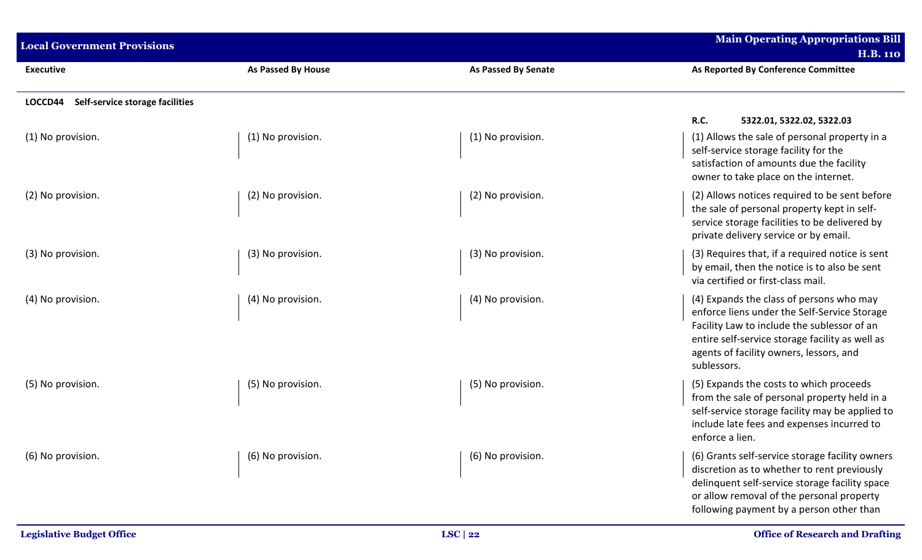| Executive | As Passed By House | As Passed By Senate | As Reported By Conference Committee |
|---|---|---|---|
| **LOCCD44 Self-service storage facilities** | | | |
| | | | **R.C. 5322.01, 5322.02, 5322.03** |
| (1) No provision. | (1) No provision. | (1) No provision. | (1) Allows the sale of personal property in a self-service storage facility for the satisfaction of amounts due the facility owner to take place on the internet. |
| (2) No provision. | (2) No provision. | (2) No provision. | (2) Allows notices required to be sent before the sale of personal property kept in self-service storage facilities to be delivered by private delivery service or by email. |
| (3) No provision. | (3) No provision. | (3) No provision. | (3) Requires that, if a required notice is sent by email, then the notice is to also be sent via certified or first-class mail. |
| (4) No provision. | (4) No provision. | (4) No provision. | (4) Expands the class of persons who may enforce liens under the Self-Service Storage Facility Law to include the sublessor of an entire self-service storage facility as well as agents of facility owners, lessors, and sublessors. |
| (5) No provision. | (5) No provision. | (5) No provision. | (5) Expands the costs to which proceeds from the sale of personal property held in a self-service storage facility may be applied to include late fees and expenses incurred to enforce a lien. |
| (6) No provision. | (6) No provision. | (6) No provision. | (6) Grants self-service storage facility owners discretion as to whether to rent previously delinquent self-service storage facility space or allow removal of the personal property following payment by a person other than |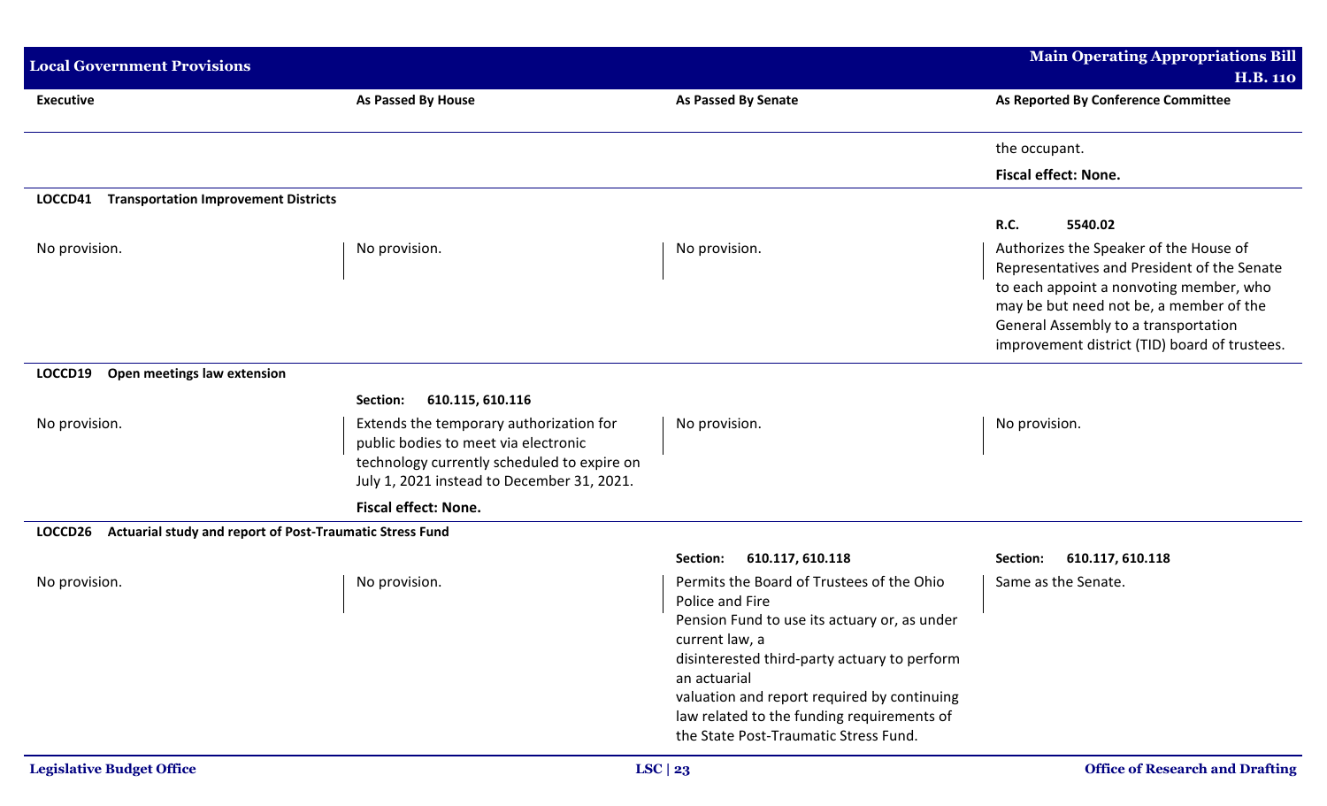| Executive | As Passed By House | As Passed By Senate | As Reported By Conference Committee |
|---|---|---|---|
| | | | the occupant.<br><br>**Fiscal effect: None.** |
| **LOCCD41 Transportation Improvement Districts** | | | |
| | | | **R.C. 5540.02** |
| No provision. | No provision. | No provision. | Authorizes the Speaker of the House of Representatives and President of the Senate to each appoint a nonvoting member, who may be but need not be, a member of the General Assembly to a transportation improvement district (TID) board of trustees. |
| **LOCCD19 Open meetings law extension** | | | |
| | **Section: 610.115, 610.116** | | |
| No provision. | Extends the temporary authorization for public bodies to meet via electronic technology currently scheduled to expire on July 1, 2021 instead to December 31, 2021.<br><br>**Fiscal effect: None.** | No provision. | No provision. |
| **LOCCD26 Actuarial study and report of Post-Traumatic Stress Fund** | | | |
| | | **Section: 610.117, 610.118** | **Section: 610.117, 610.118** |
| No provision. | No provision. | Permits the Board of Trustees of the Ohio Police and Fire Pension Fund to use its actuary or, as under current law, a disinterested third-party actuary to perform an actuarial valuation and report required by continuing law related to the funding requirements of the State Post-Traumatic Stress Fund. | Same as the Senate. |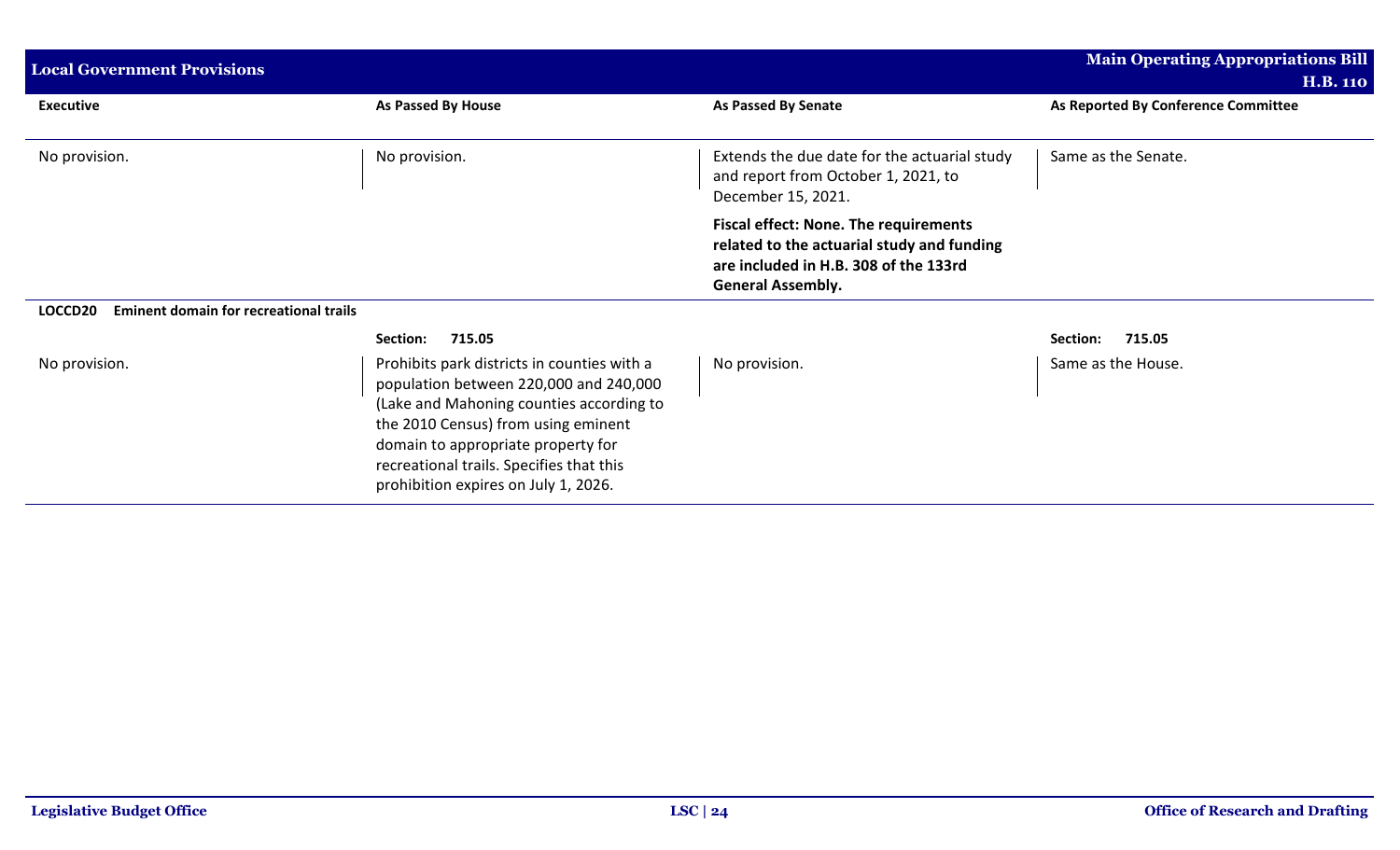| Executive | As Passed By House | As Passed By Senate | As Reported By Conference Committee |
|---|---|---|---|
| No provision. | No provision. | Extends the due date for the actuarial study and report from October 1, 2021, to December 15, 2021.<br><br>**Fiscal effect: None. The requirements related to the actuarial study and funding are included in H.B. 308 of the 133rd General Assembly.** | Same as the Senate. |
| **LOCCD20 Eminent domain for recreational trails** | | | |
| | **Section: 715.05** | | **Section: 715.05** |
| No provision. | Prohibits park districts in counties with a population between 220,000 and 240,000 (Lake and Mahoning counties according to the 2010 Census) from using eminent domain to appropriate property for recreational trails. Specifies that this prohibition expires on July 1, 2026. | No provision. | Same as the House. |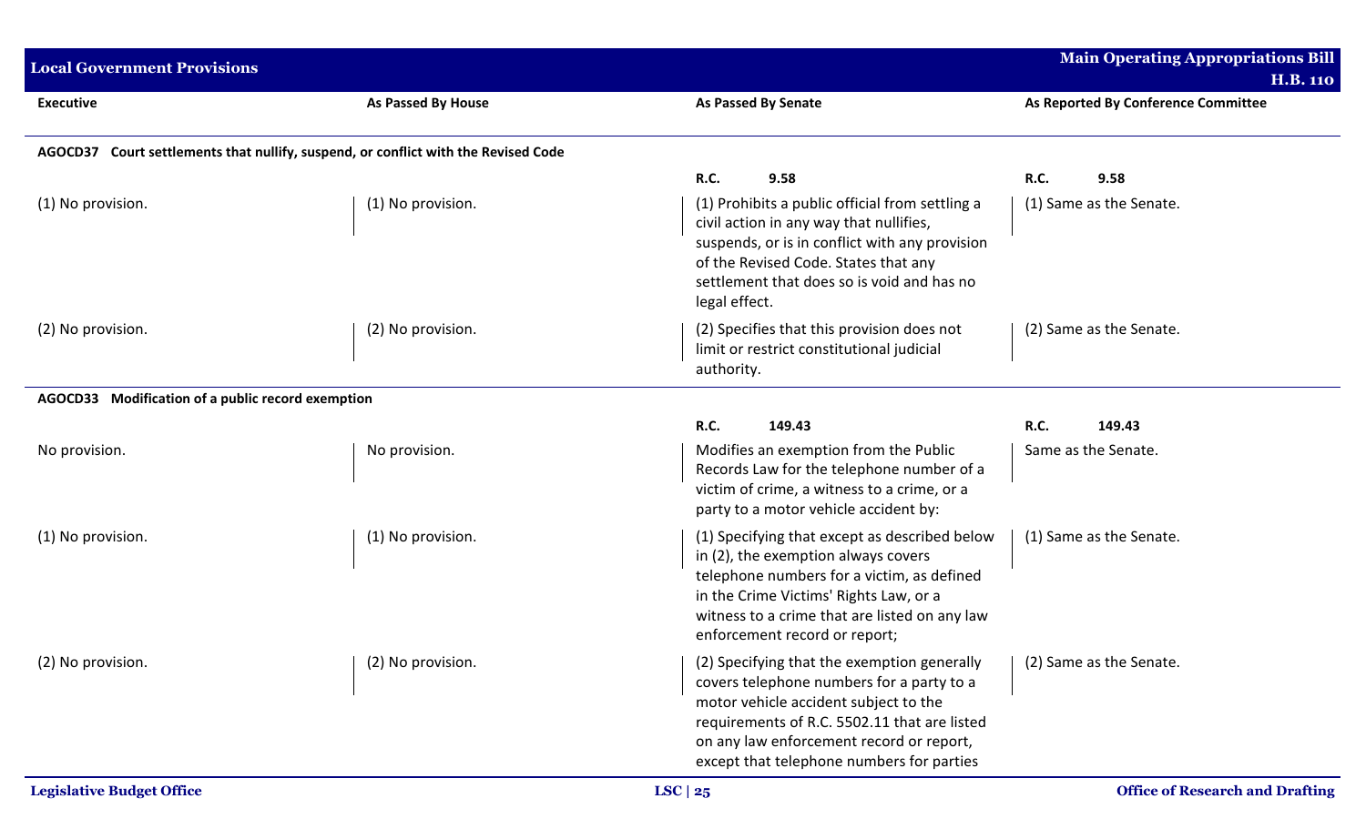| Executive | As Passed By House | As Passed By Senate | As Reported By Conference Committee |
|---|---|---|---|
| **AGOCD37 Court settlements that nullify, suspend, or conflict with the Revised Code** | | | |
| | | **R.C. 9.58** | **R.C. 9.58** |
| (1) No provision. | (1) No provision. | (1) Prohibits a public official from settling a civil action in any way that nullifies, suspends, or is in conflict with any provision of the Revised Code. States that any settlement that does so is void and has no legal effect. | (1) Same as the Senate. |
| (2) No provision. | (2) No provision. | (2) Specifies that this provision does not limit or restrict constitutional judicial authority. | (2) Same as the Senate. |
| **AGOCD33 Modification of a public record exemption** | | | |
| | | **R.C. 149.43** | **R.C. 149.43** |
| No provision. | No provision. | Modifies an exemption from the Public Records Law for the telephone number of a victim of crime, a witness to a crime, or a party to a motor vehicle accident by: | Same as the Senate. |
| (1) No provision. | (1) No provision. | (1) Specifying that except as described below in (2), the exemption always covers telephone numbers for a victim, as defined in the Crime Victims' Rights Law, or a witness to a crime that are listed on any law enforcement record or report; | (1) Same as the Senate. |
| (2) No provision. | (2) No provision. | (2) Specifying that the exemption generally covers telephone numbers for a party to a motor vehicle accident subject to the requirements of R.C. 5502.11 that are listed on any law enforcement record or report, except that telephone numbers for parties | (2) Same as the Senate. |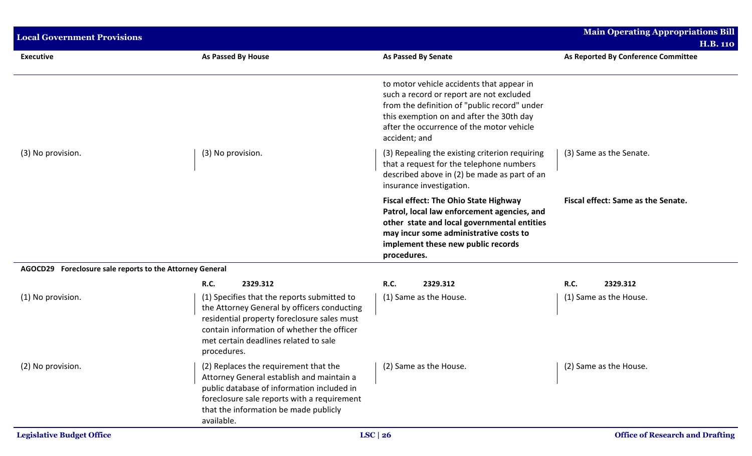| Executive | As Passed By House | As Passed By Senate | As Reported By Conference Committee |
|---|---|---|---|
| | | to motor vehicle accidents that appear in such a record or report are not excluded from the definition of "public record" under this exemption on and after the 30th day after the occurrence of the motor vehicle accident; and | |
| (3) No provision. | (3) No provision. | (3) Repealing the existing criterion requiring that a request for the telephone numbers described above in (2) be made as part of an insurance investigation. | (3) Same as the Senate. |
| | | **Fiscal effect: The Ohio State Highway Patrol, local law enforcement agencies, and other state and local governmental entities may incur some administrative costs to implement these new public records procedures.** | **Fiscal effect: Same as the Senate.** |

**AGOCD29 Foreclosure sale reports to the Attorney General**

| Executive | As Passed By House | As Passed By Senate | As Reported By Conference Committee |
|---|---|---|---|
| | **R.C.** **2329.312** | **R.C.** **2329.312** | **R.C.** **2329.312** |
| (1) No provision. | (1) Specifies that the reports submitted to the Attorney General by officers conducting residential property foreclosure sales must contain information of whether the officer met certain deadlines related to sale procedures. | (1) Same as the House. | (1) Same as the House. |
| (2) No provision. | (2) Replaces the requirement that the Attorney General establish and maintain a public database of information included in foreclosure sale reports with a requirement that the information be made publicly available. | (2) Same as the House. | (2) Same as the House. |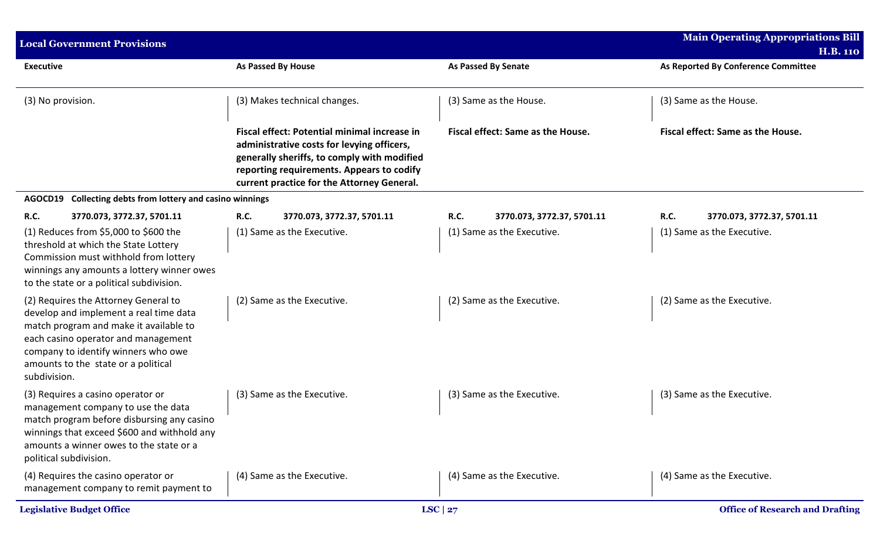| Executive | As Passed By House | As Passed By Senate | As Reported By Conference Committee |
|---|---|---|---|
| (3) No provision. | (3) Makes technical changes. | (3) Same as the House. | (3) Same as the House. |
| | **Fiscal effect: Potential minimal increase in administrative costs for levying officers, generally sheriffs, to comply with modified reporting requirements. Appears to codify current practice for the Attorney General.** | **Fiscal effect: Same as the House.** | **Fiscal effect: Same as the House.** |
| **AGOCD19 Collecting debts from lottery and casino winnings** | | | |
| **R.C. 3770.073, 3772.37, 5701.11** | **R.C. 3770.073, 3772.37, 5701.11** | **R.C. 3770.073, 3772.37, 5701.11** | **R.C. 3770.073, 3772.37, 5701.11** |
| (1) Reduces from $5,000 to $600 the threshold at which the State Lottery Commission must withhold from lottery winnings any amounts a lottery winner owes to the state or a political subdivision. | (1) Same as the Executive. | (1) Same as the Executive. | (1) Same as the Executive. |
| (2) Requires the Attorney General to develop and implement a real time data match program and make it available to each casino operator and management company to identify winners who owe amounts to the state or a political subdivision. | (2) Same as the Executive. | (2) Same as the Executive. | (2) Same as the Executive. |
| (3) Requires a casino operator or management company to use the data match program before disbursing any casino winnings that exceed $600 and withhold any amounts a winner owes to the state or a political subdivision. | (3) Same as the Executive. | (3) Same as the Executive. | (3) Same as the Executive. |
| (4) Requires the casino operator or management company to remit payment to | (4) Same as the Executive. | (4) Same as the Executive. | (4) Same as the Executive. |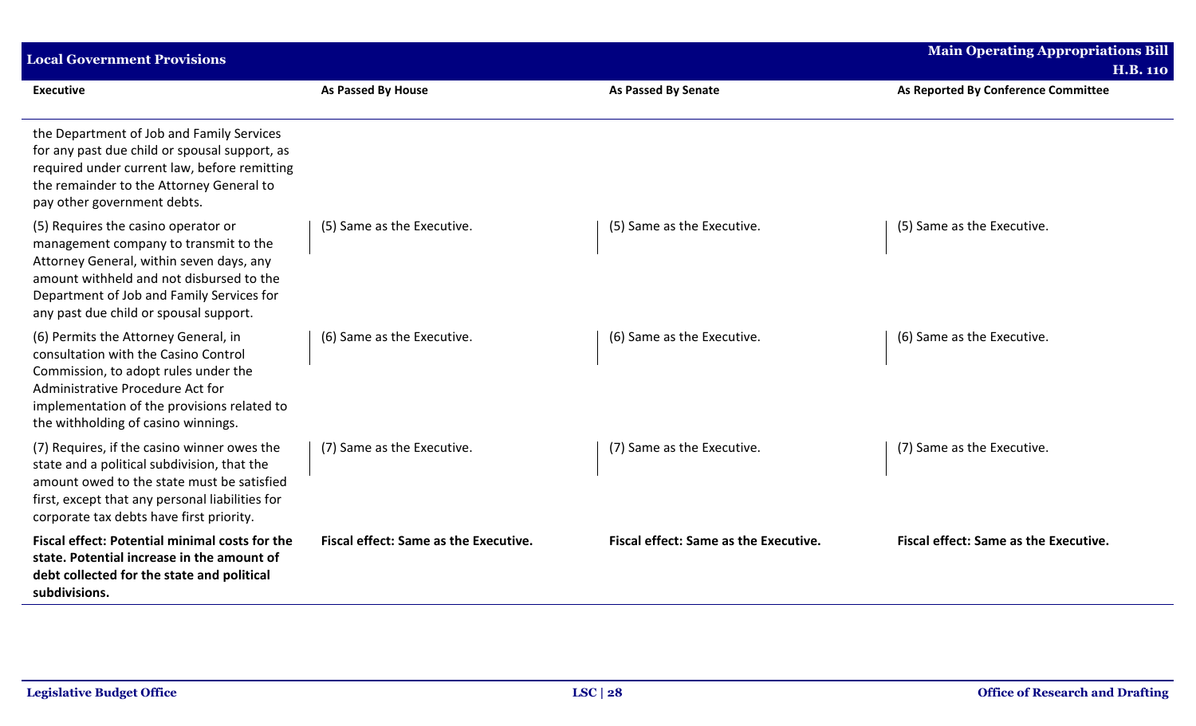| Executive | As Passed By House | As Passed By Senate | As Reported By Conference Committee |
|---|---|---|---|
| the Department of Job and Family Services for any past due child or spousal support, as required under current law, before remitting the remainder to the Attorney General to pay other government debts. | | | |
| (5) Requires the casino operator or management company to transmit to the Attorney General, within seven days, any amount withheld and not disbursed to the Department of Job and Family Services for any past due child or spousal support. | (5) Same as the Executive. | (5) Same as the Executive. | (5) Same as the Executive. |
| (6) Permits the Attorney General, in consultation with the Casino Control Commission, to adopt rules under the Administrative Procedure Act for implementation of the provisions related to the withholding of casino winnings. | (6) Same as the Executive. | (6) Same as the Executive. | (6) Same as the Executive. |
| (7) Requires, if the casino winner owes the state and a political subdivision, that the amount owed to the state must be satisfied first, except that any personal liabilities for corporate tax debts have first priority. | (7) Same as the Executive. | (7) Same as the Executive. | (7) Same as the Executive. |
| **Fiscal effect: Potential minimal costs for the state. Potential increase in the amount of debt collected for the state and political subdivisions.** | **Fiscal effect: Same as the Executive.** | **Fiscal effect: Same as the Executive.** | **Fiscal effect: Same as the Executive.** |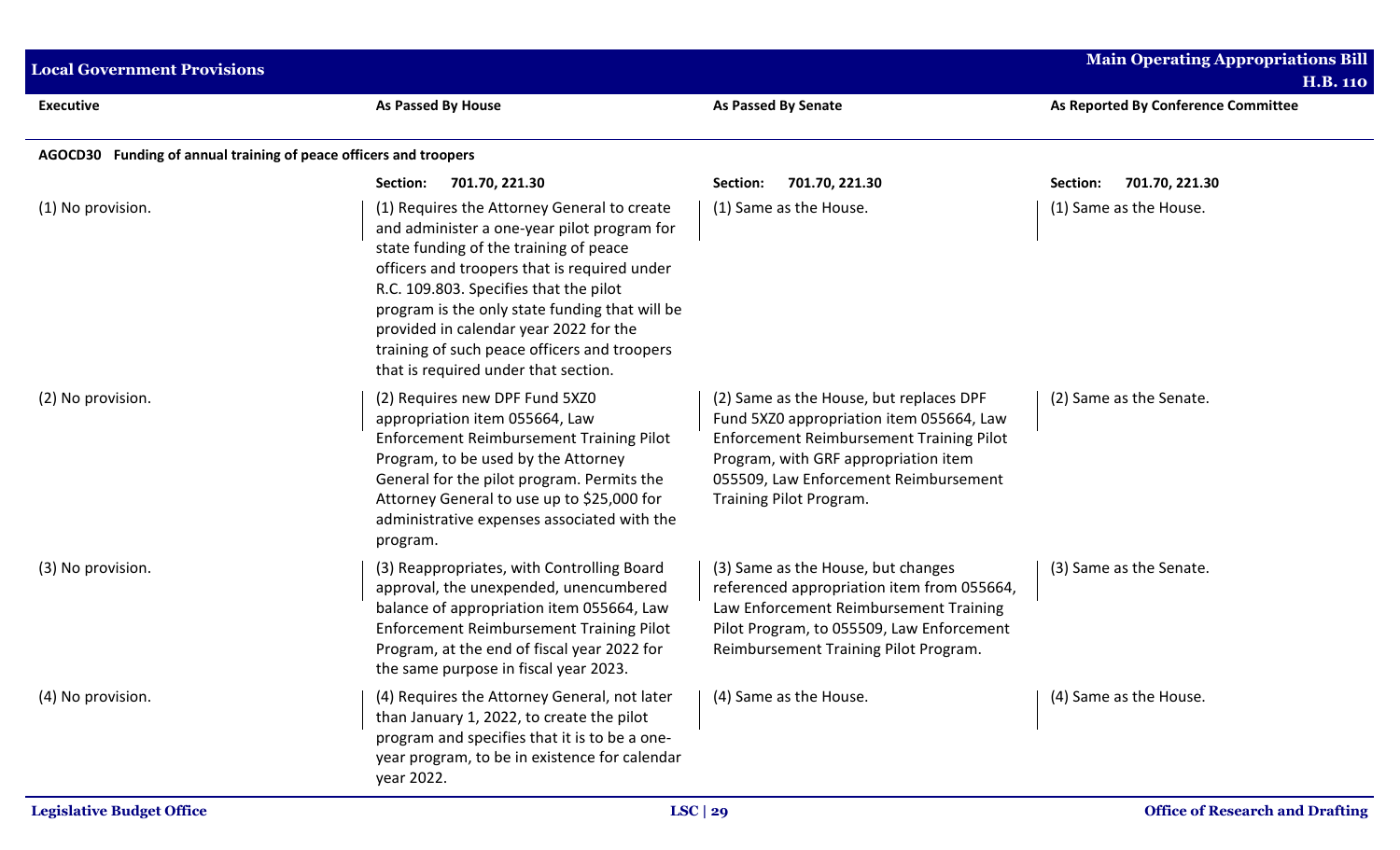| Executive | As Passed By House | As Passed By Senate | As Reported By Conference Committee |
|---|---|---|---|
| **AGOCD30 Funding of annual training of peace officers and troopers** | | | |
| | **Section: 701.70, 221.30** | **Section: 701.70, 221.30** | **Section: 701.70, 221.30** |
| (1) No provision. | (1) Requires the Attorney General to create and administer a one-year pilot program for state funding of the training of peace officers and troopers that is required under R.C. 109.803. Specifies that the pilot program is the only state funding that will be provided in calendar year 2022 for the training of such peace officers and troopers that is required under that section. | (1) Same as the House. | (1) Same as the House. |
| (2) No provision. | (2) Requires new DPF Fund 5XZ0 appropriation item 055664, Law Enforcement Reimbursement Training Pilot Program, to be used by the Attorney General for the pilot program. Permits the Attorney General to use up to $25,000 for administrative expenses associated with the program. | (2) Same as the House, but replaces DPF Fund 5XZ0 appropriation item 055664, Law Enforcement Reimbursement Training Pilot Program, with GRF appropriation item 055509, Law Enforcement Reimbursement Training Pilot Program. | (2) Same as the Senate. |
| (3) No provision. | (3) Reappropriates, with Controlling Board approval, the unexpended, unencumbered balance of appropriation item 055664, Law Enforcement Reimbursement Training Pilot Program, at the end of fiscal year 2022 for the same purpose in fiscal year 2023. | (3) Same as the House, but changes referenced appropriation item from 055664, Law Enforcement Reimbursement Training Pilot Program, to 055509, Law Enforcement Reimbursement Training Pilot Program. | (3) Same as the Senate. |
| (4) No provision. | (4) Requires the Attorney General, not later than January 1, 2022, to create the pilot program and specifies that it is to be a one-year program, to be in existence for calendar year 2022. | (4) Same as the House. | (4) Same as the House. |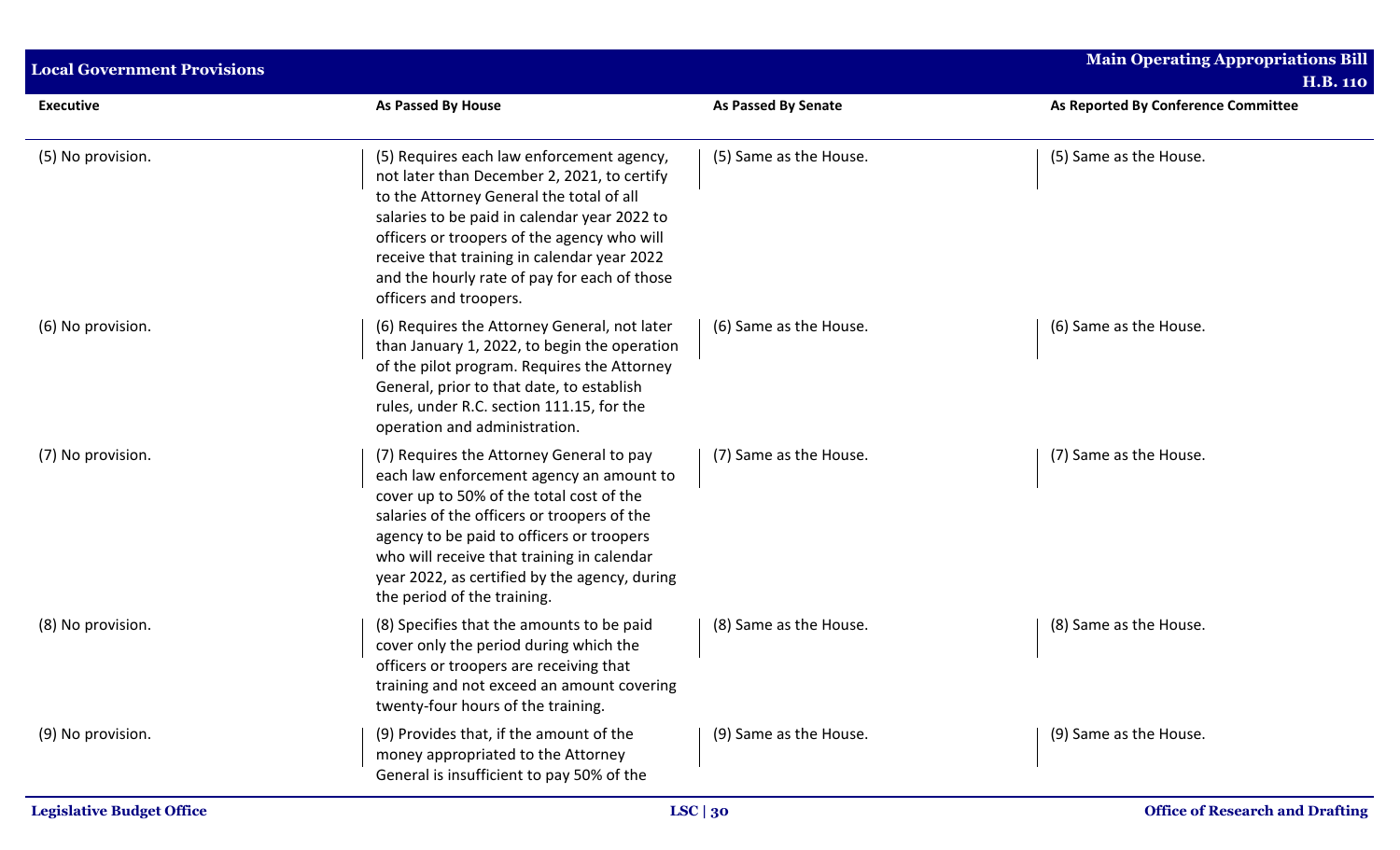| Executive | As Passed By House | As Passed By Senate | As Reported By Conference Committee |
|---|---|---|---|
| (5) No provision. | (5) Requires each law enforcement agency, not later than December 2, 2021, to certify to the Attorney General the total of all salaries to be paid in calendar year 2022 to officers or troopers of the agency who will receive that training in calendar year 2022 and the hourly rate of pay for each of those officers and troopers. | (5) Same as the House. | (5) Same as the House. |
| (6) No provision. | (6) Requires the Attorney General, not later than January 1, 2022, to begin the operation of the pilot program. Requires the Attorney General, prior to that date, to establish rules, under R.C. section 111.15, for the operation and administration. | (6) Same as the House. | (6) Same as the House. |
| (7) No provision. | (7) Requires the Attorney General to pay each law enforcement agency an amount to cover up to 50% of the total cost of the salaries of the officers or troopers of the agency to be paid to officers or troopers who will receive that training in calendar year 2022, as certified by the agency, during the period of the training. | (7) Same as the House. | (7) Same as the House. |
| (8) No provision. | (8) Specifies that the amounts to be paid cover only the period during which the officers or troopers are receiving that training and not exceed an amount covering twenty-four hours of the training. | (8) Same as the House. | (8) Same as the House. |
| (9) No provision. | (9) Provides that, if the amount of the money appropriated to the Attorney General is insufficient to pay 50% of the | (9) Same as the House. | (9) Same as the House. |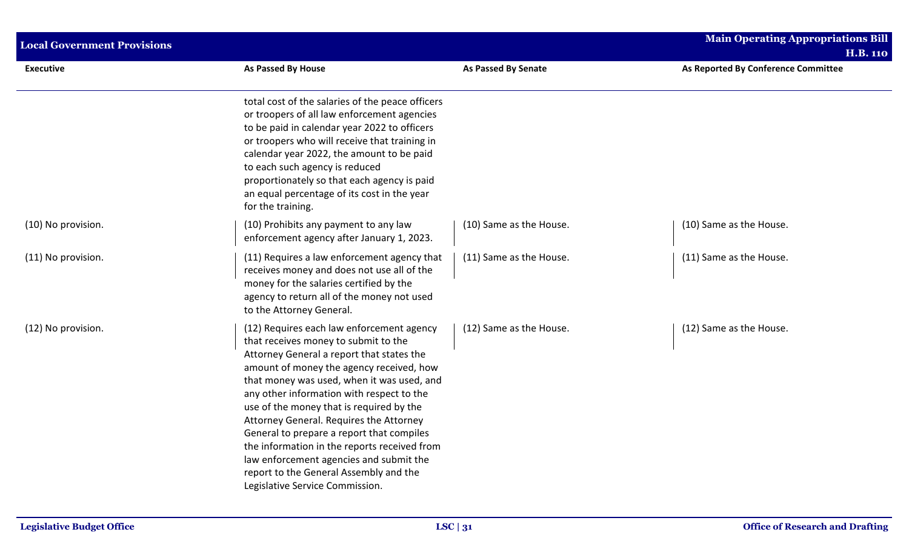| Executive | As Passed By House | As Passed By Senate | As Reported By Conference Committee |
|---|---|---|---|
| | total cost of the salaries of the peace officers or troopers of all law enforcement agencies to be paid in calendar year 2022 to officers or troopers who will receive that training in calendar year 2022, the amount to be paid to each such agency is reduced proportionately so that each agency is paid an equal percentage of its cost in the year for the training. | | |
| (10) No provision. | (10) Prohibits any payment to any law enforcement agency after January 1, 2023. | (10) Same as the House. | (10) Same as the House. |
| (11) No provision. | (11) Requires a law enforcement agency that receives money and does not use all of the money for the salaries certified by the agency to return all of the money not used to the Attorney General. | (11) Same as the House. | (11) Same as the House. |
| (12) No provision. | (12) Requires each law enforcement agency that receives money to submit to the Attorney General a report that states the amount of money the agency received, how that money was used, when it was used, and any other information with respect to the use of the money that is required by the Attorney General. Requires the Attorney General to prepare a report that compiles the information in the reports received from law enforcement agencies and submit the report to the General Assembly and the Legislative Service Commission. | (12) Same as the House. | (12) Same as the House. |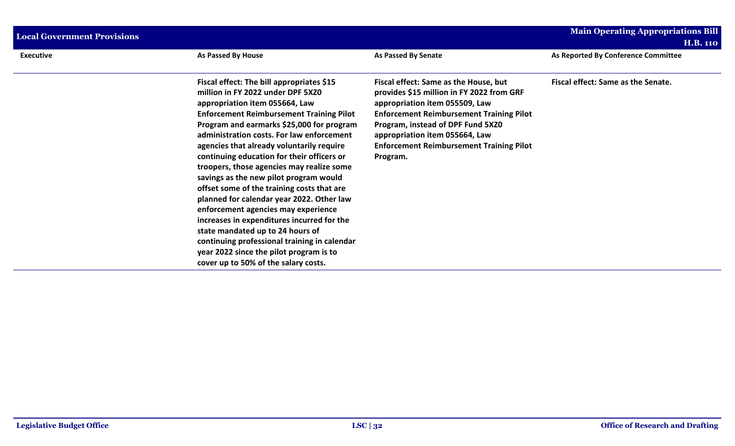| Executive | As Passed By House | As Passed By Senate | As Reported By Conference Committee |
|---|---|---|---|
| | **Fiscal effect: The bill appropriates $15 million in FY 2022 under DPF 5XZ0 appropriation item 055664, Law Enforcement Reimbursement Training Pilot Program and earmarks $25,000 for program administration costs. For law enforcement agencies that already voluntarily require continuing education for their officers or troopers, those agencies may realize some savings as the new pilot program would offset some of the training costs that are planned for calendar year 2022. Other law enforcement agencies may experience increases in expenditures incurred for the state mandated up to 24 hours of continuing professional training in calendar year 2022 since the pilot program is to cover up to 50% of the salary costs.** | **Fiscal effect: Same as the House, but provides $15 million in FY 2022 from GRF appropriation item 055509, Law Enforcement Reimbursement Training Pilot Program, instead of DPF Fund 5XZ0 appropriation item 055664, Law Enforcement Reimbursement Training Pilot Program.** | **Fiscal effect: Same as the Senate.** |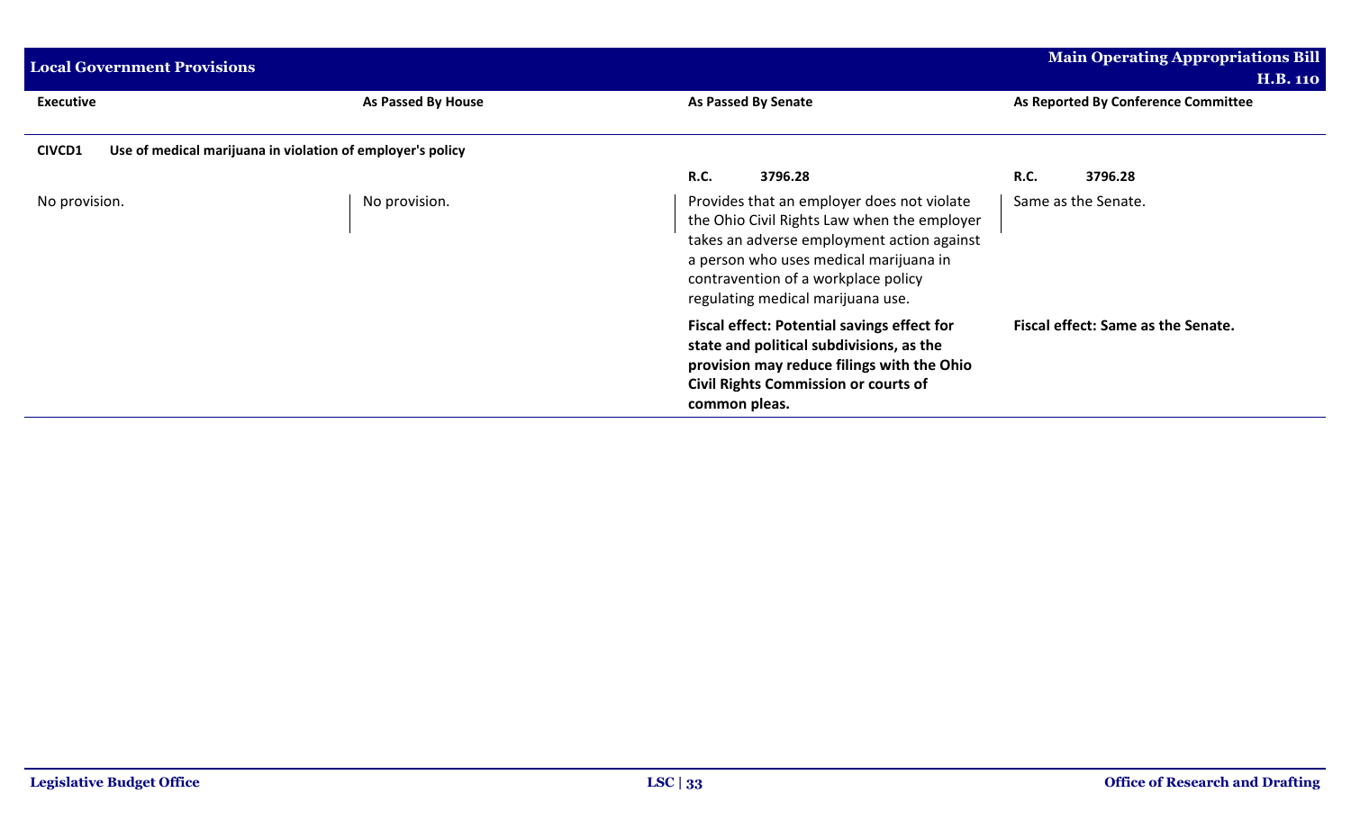| Executive | As Passed By House | As Passed By Senate | As Reported By Conference Committee |
|---|---|---|---|
| **CIVCD1 Use of medical marijuana in violation of employer's policy** | | | |
| | | **R.C. 3796.28** | **R.C. 3796.28** |
| No provision. | No provision. | Provides that an employer does not violate the Ohio Civil Rights Law when the employer takes an adverse employment action against a person who uses medical marijuana in contravention of a workplace policy regulating medical marijuana use. | Same as the Senate. |
| | | **Fiscal effect: Potential savings effect for state and political subdivisions, as the provision may reduce filings with the Ohio Civil Rights Commission or courts of common pleas.** | **Fiscal effect: Same as the Senate.** |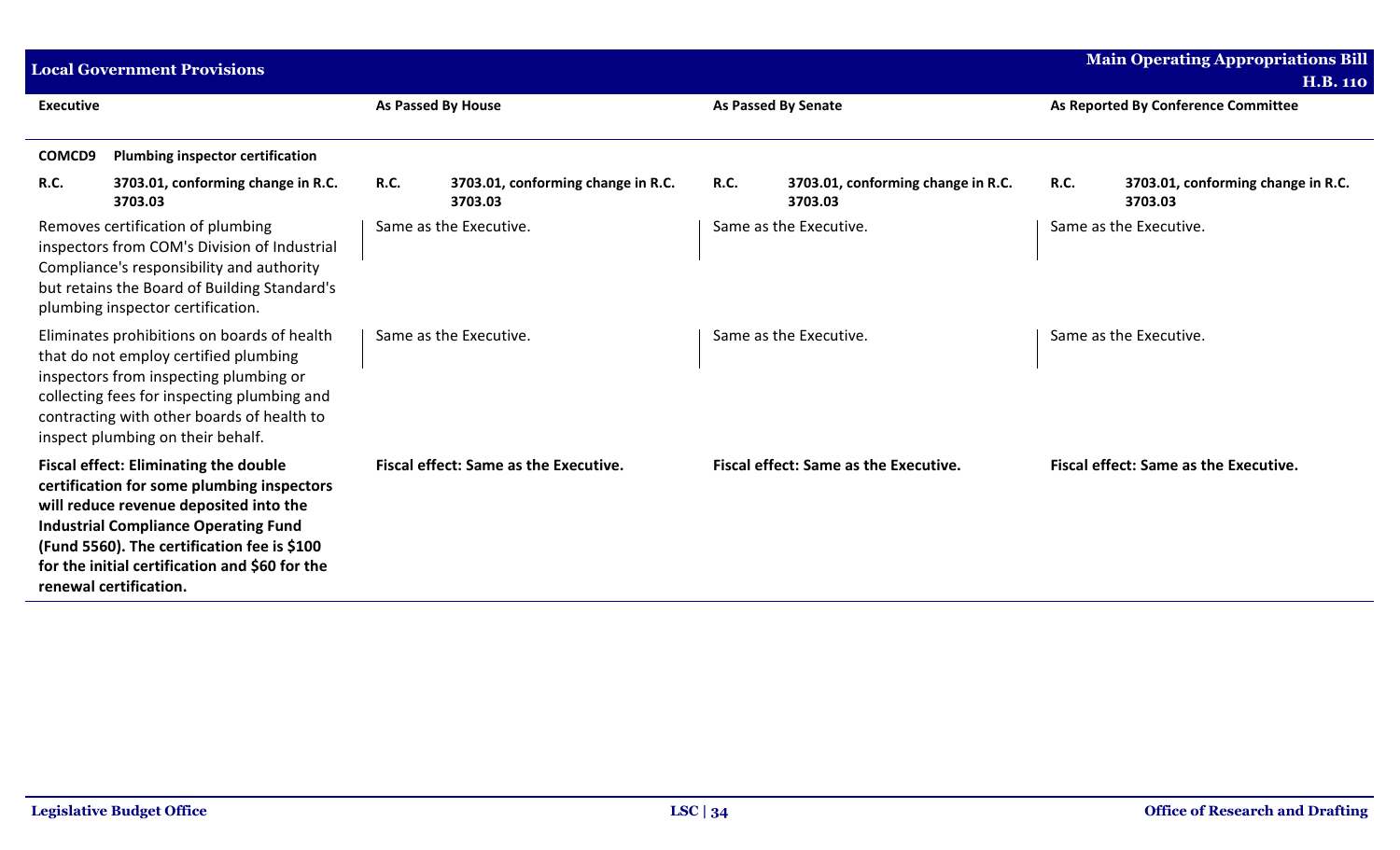## Local Government Provisions

| Executive | As Passed By House | As Passed By Senate | As Reported By Conference Committee |
|---|---|---|---|
| **COMCD9 Plumbing inspector certification** | | | |
| **R.C. 3703.01, conforming change in R.C. 3703.03** | **R.C. 3703.01, conforming change in R.C. 3703.03** | **R.C. 3703.01, conforming change in R.C. 3703.03** | **R.C. 3703.01, conforming change in R.C. 3703.03** |
| Removes certification of plumbing inspectors from COM's Division of Industrial Compliance's responsibility and authority but retains the Board of Building Standard's plumbing inspector certification. | Same as the Executive. | Same as the Executive. | Same as the Executive. |
| Eliminates prohibitions on boards of health that do not employ certified plumbing inspectors from inspecting plumbing or collecting fees for inspecting plumbing and contracting with other boards of health to inspect plumbing on their behalf. | Same as the Executive. | Same as the Executive. | Same as the Executive. |
| **Fiscal effect: Eliminating the double certification for some plumbing inspectors will reduce revenue deposited into the Industrial Compliance Operating Fund (Fund 5560). The certification fee is $100 for the initial certification and $60 for the renewal certification.** | **Fiscal effect: Same as the Executive.** | **Fiscal effect: Same as the Executive.** | **Fiscal effect: Same as the Executive.** |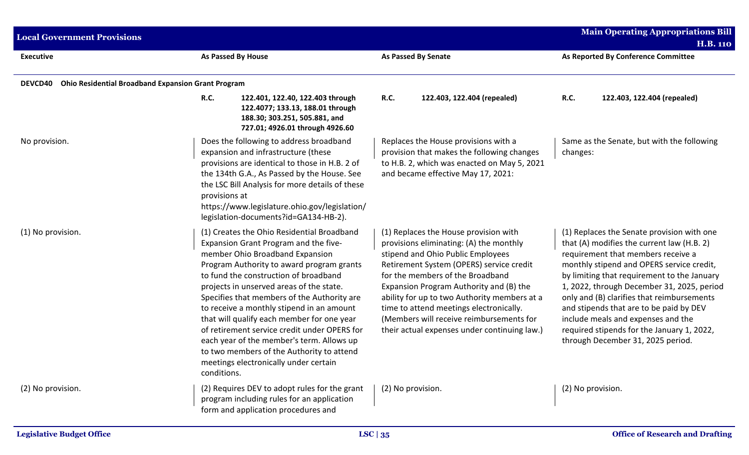| Executive | As Passed By House | As Passed By Senate | As Reported By Conference Committee |
|---|---|---|---|
| **DEVCD40 Ohio Residential Broadband Expansion Grant Program** | | | |
| | **R.C. 122.401, 122.40, 122.403 through 122.4077; 133.13, 188.01 through 188.30; 303.251, 505.881, and 727.01; 4926.01 through 4926.60** | **R.C. 122.403, 122.404 (repealed)** | **R.C. 122.403, 122.404 (repealed)** |
| No provision. | Does the following to address broadband expansion and infrastructure (these provisions are identical to those in H.B. 2 of the 134th G.A., As Passed by the House. See the LSC Bill Analysis for more details of these provisions at https://www.legislature.ohio.gov/legislation/legislation-documents?id=GA134-HB-2). | Replaces the House provisions with a provision that makes the following changes to H.B. 2, which was enacted on May 5, 2021 and became effective May 17, 2021: | Same as the Senate, but with the following changes: |
| (1) No provision. | (1) Creates the Ohio Residential Broadband Expansion Grant Program and the five-member Ohio Broadband Expansion Program Authority to award program grants to fund the construction of broadband projects in unserved areas of the state. Specifies that members of the Authority are to receive a monthly stipend in an amount that will qualify each member for one year of retirement service credit under OPERS for each year of the member's term. Allows up to two members of the Authority to attend meetings electronically under certain conditions. | (1) Replaces the House provision with provisions eliminating: (A) the monthly stipend and Ohio Public Employees Retirement System (OPERS) service credit for the members of the Broadband Expansion Program Authority and (B) the ability for up to two Authority members at a time to attend meetings electronically. (Members will receive reimbursements for their actual expenses under continuing law.) | (1) Replaces the Senate provision with one that (A) modifies the current law (H.B. 2) requirement that members receive a monthly stipend and OPERS service credit, by limiting that requirement to the January 1, 2022, through December 31, 2025, period only and (B) clarifies that reimbursements and stipends that are to be paid by DEV include meals and expenses and the required stipends for the January 1, 2022, through December 31, 2025 period. |
| (2) No provision. | (2) Requires DEV to adopt rules for the grant program including rules for an application form and application procedures and | (2) No provision. | (2) No provision. |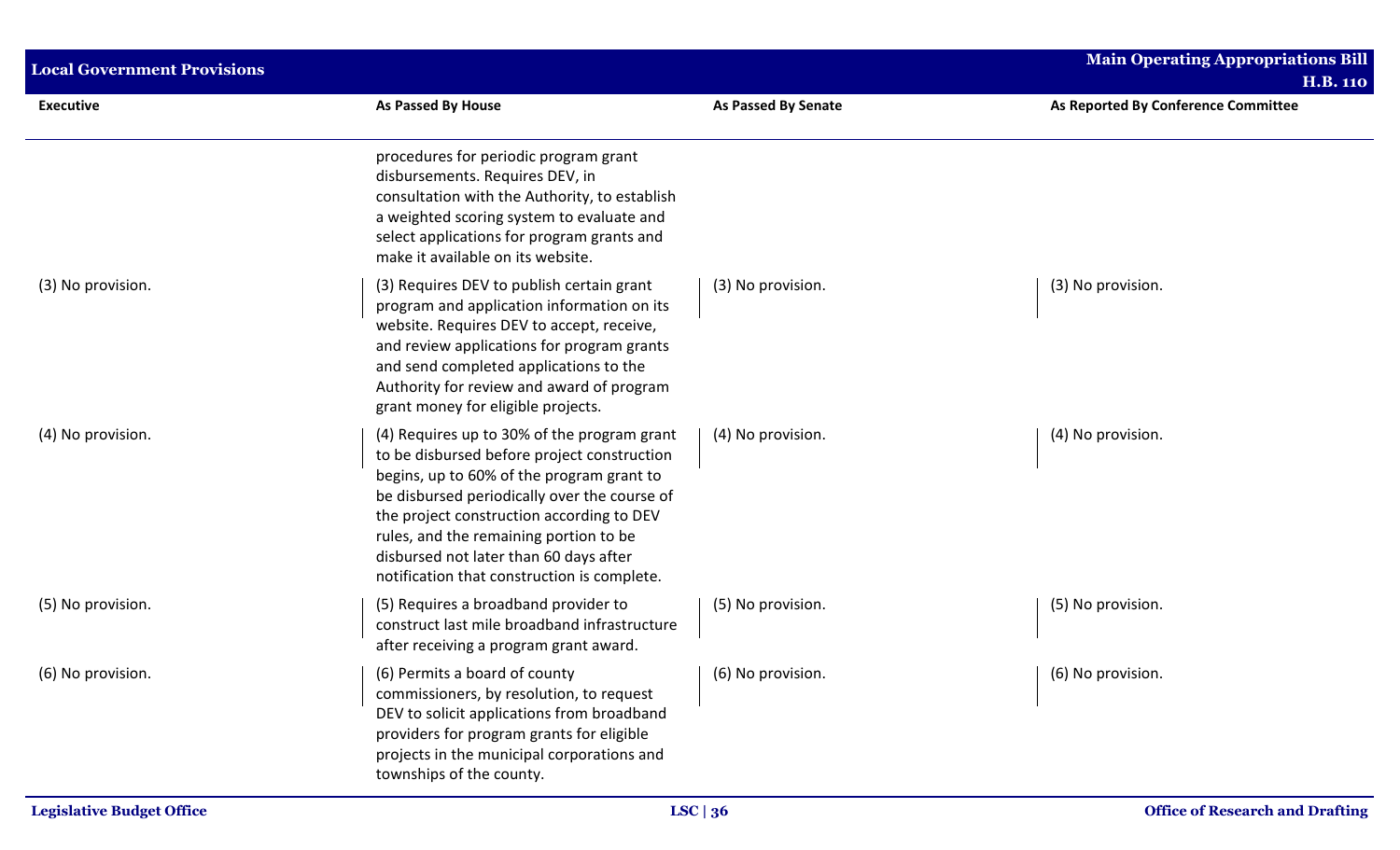| Executive | As Passed By House | As Passed By Senate | As Reported By Conference Committee |
|---|---|---|---|
| | procedures for periodic program grant disbursements. Requires DEV, in consultation with the Authority, to establish a weighted scoring system to evaluate and select applications for program grants and make it available on its website. | | |
| (3) No provision. | (3) Requires DEV to publish certain grant program and application information on its website. Requires DEV to accept, receive, and review applications for program grants and send completed applications to the Authority for review and award of program grant money for eligible projects. | (3) No provision. | (3) No provision. |
| (4) No provision. | (4) Requires up to 30% of the program grant to be disbursed before project construction begins, up to 60% of the program grant to be disbursed periodically over the course of the project construction according to DEV rules, and the remaining portion to be disbursed not later than 60 days after notification that construction is complete. | (4) No provision. | (4) No provision. |
| (5) No provision. | (5) Requires a broadband provider to construct last mile broadband infrastructure after receiving a program grant award. | (5) No provision. | (5) No provision. |
| (6) No provision. | (6) Permits a board of county commissioners, by resolution, to request DEV to solicit applications from broadband providers for program grants for eligible projects in the municipal corporations and townships of the county. | (6) No provision. | (6) No provision. |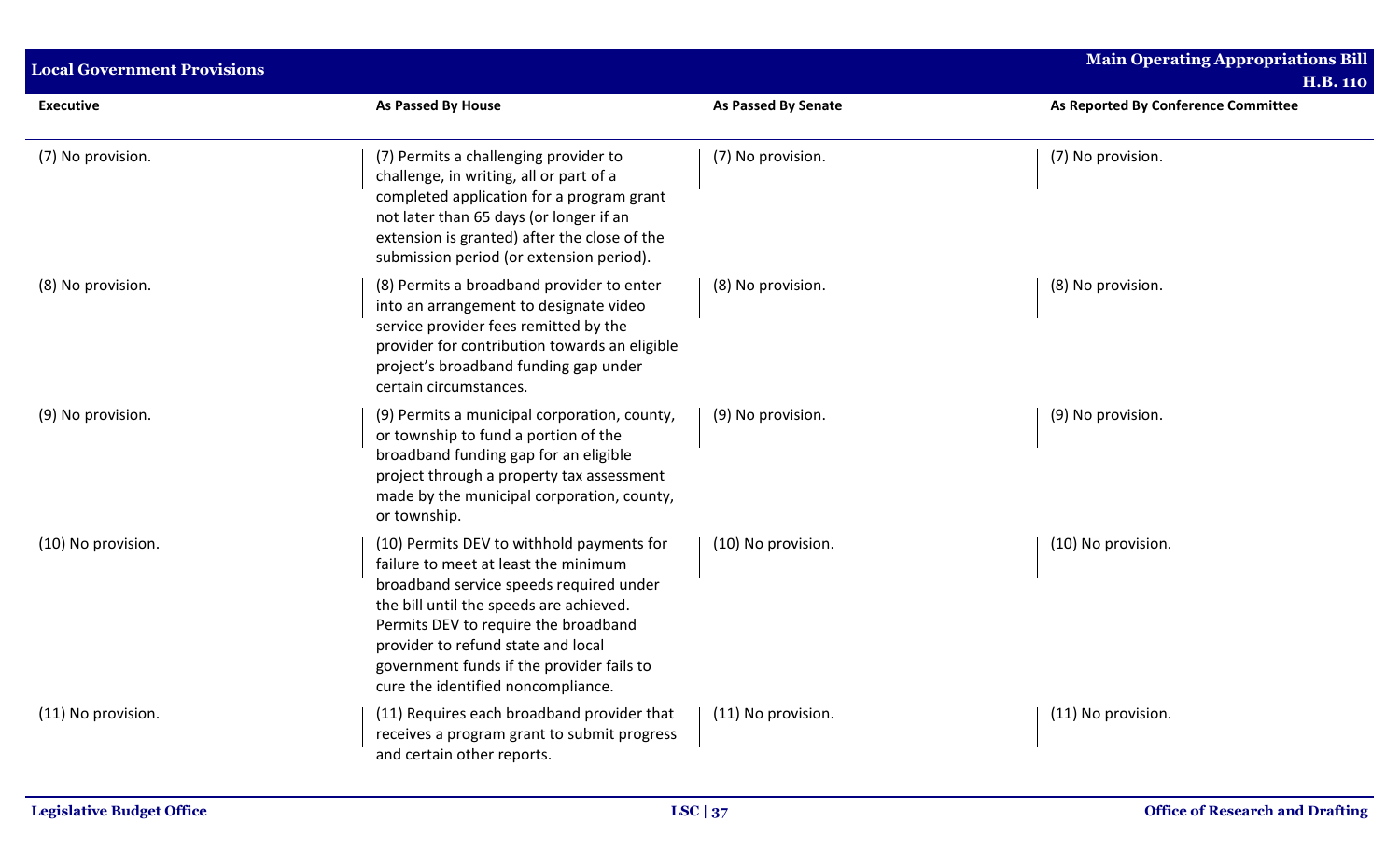| Executive | As Passed By House | As Passed By Senate | As Reported By Conference Committee |
| --- | --- | --- | --- |
| (7) No provision. | (7) Permits a challenging provider to challenge, in writing, all or part of a completed application for a program grant not later than 65 days (or longer if an extension is granted) after the close of the submission period (or extension period). | (7) No provision. | (7) No provision. |
| (8) No provision. | (8) Permits a broadband provider to enter into an arrangement to designate video service provider fees remitted by the provider for contribution towards an eligible project's broadband funding gap under certain circumstances. | (8) No provision. | (8) No provision. |
| (9) No provision. | (9) Permits a municipal corporation, county, or township to fund a portion of the broadband funding gap for an eligible project through a property tax assessment made by the municipal corporation, county, or township. | (9) No provision. | (9) No provision. |
| (10) No provision. | (10) Permits DEV to withhold payments for failure to meet at least the minimum broadband service speeds required under the bill until the speeds are achieved. Permits DEV to require the broadband provider to refund state and local government funds if the provider fails to cure the identified noncompliance. | (10) No provision. | (10) No provision. |
| (11) No provision. | (11) Requires each broadband provider that receives a program grant to submit progress and certain other reports. | (11) No provision. | (11) No provision. |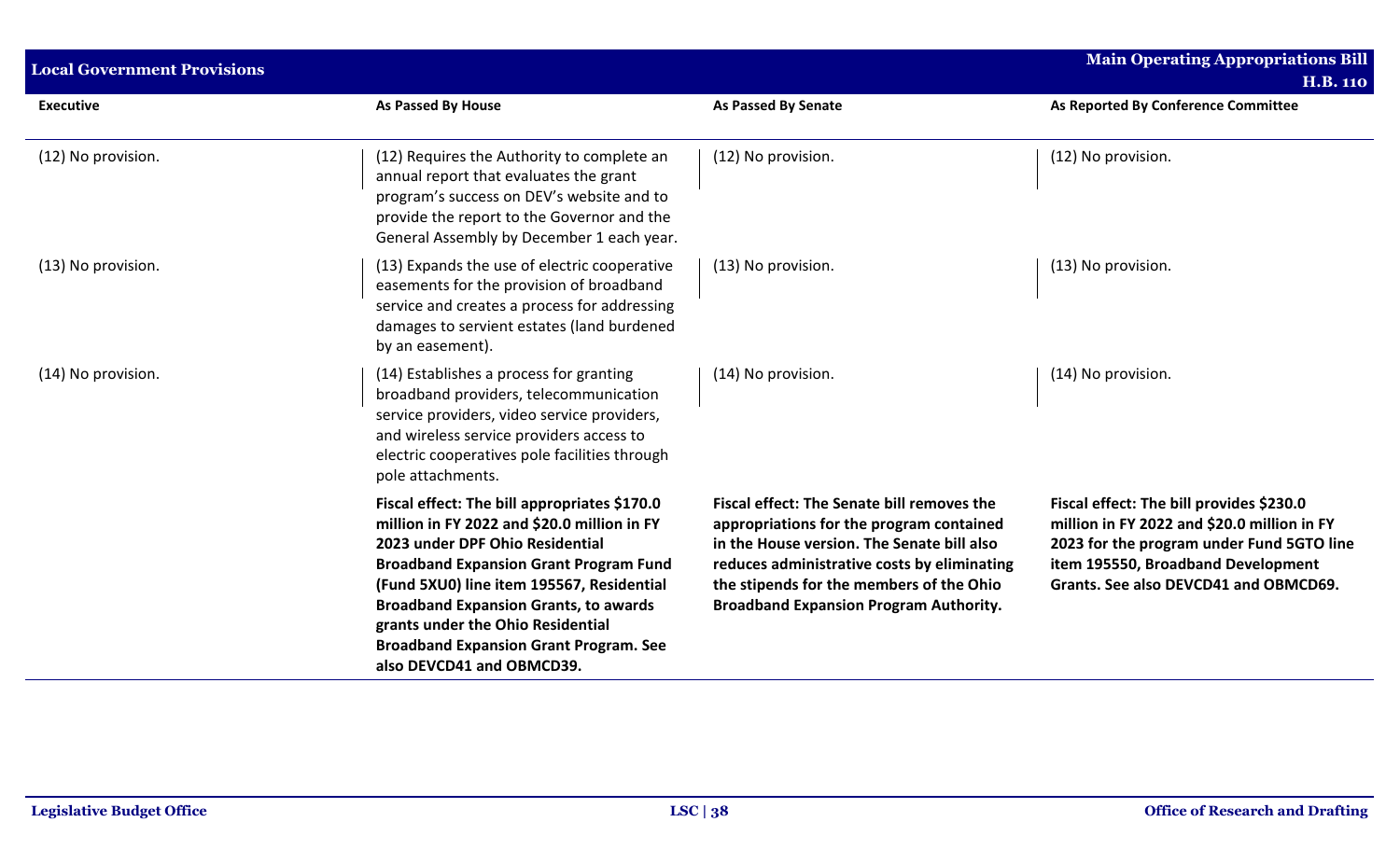| Executive | As Passed By House | As Passed By Senate | As Reported By Conference Committee |
|---|---|---|---|
| (12) No provision. | (12) Requires the Authority to complete an annual report that evaluates the grant program's success on DEV's website and to provide the report to the Governor and the General Assembly by December 1 each year. | (12) No provision. | (12) No provision. |
| (13) No provision. | (13) Expands the use of electric cooperative easements for the provision of broadband service and creates a process for addressing damages to servient estates (land burdened by an easement). | (13) No provision. | (13) No provision. |
| (14) No provision. | (14) Establishes a process for granting broadband providers, telecommunication service providers, video service providers, and wireless service providers access to electric cooperatives pole facilities through pole attachments. | (14) No provision. | (14) No provision. |
| | **Fiscal effect: The bill appropriates $170.0 million in FY 2022 and $20.0 million in FY 2023 under DPF Ohio Residential Broadband Expansion Grant Program Fund (Fund 5XU0) line item 195567, Residential Broadband Expansion Grants, to awards grants under the Ohio Residential Broadband Expansion Grant Program. See also DEVCD41 and OBMCD39.** | **Fiscal effect: The Senate bill removes the appropriations for the program contained in the House version. The Senate bill also reduces administrative costs by eliminating the stipends for the members of the Ohio Broadband Expansion Program Authority.** | **Fiscal effect: The bill provides $230.0 million in FY 2022 and $20.0 million in FY 2023 for the program under Fund 5GTO line item 195550, Broadband Development Grants. See also DEVCD41 and OBMCD69.** |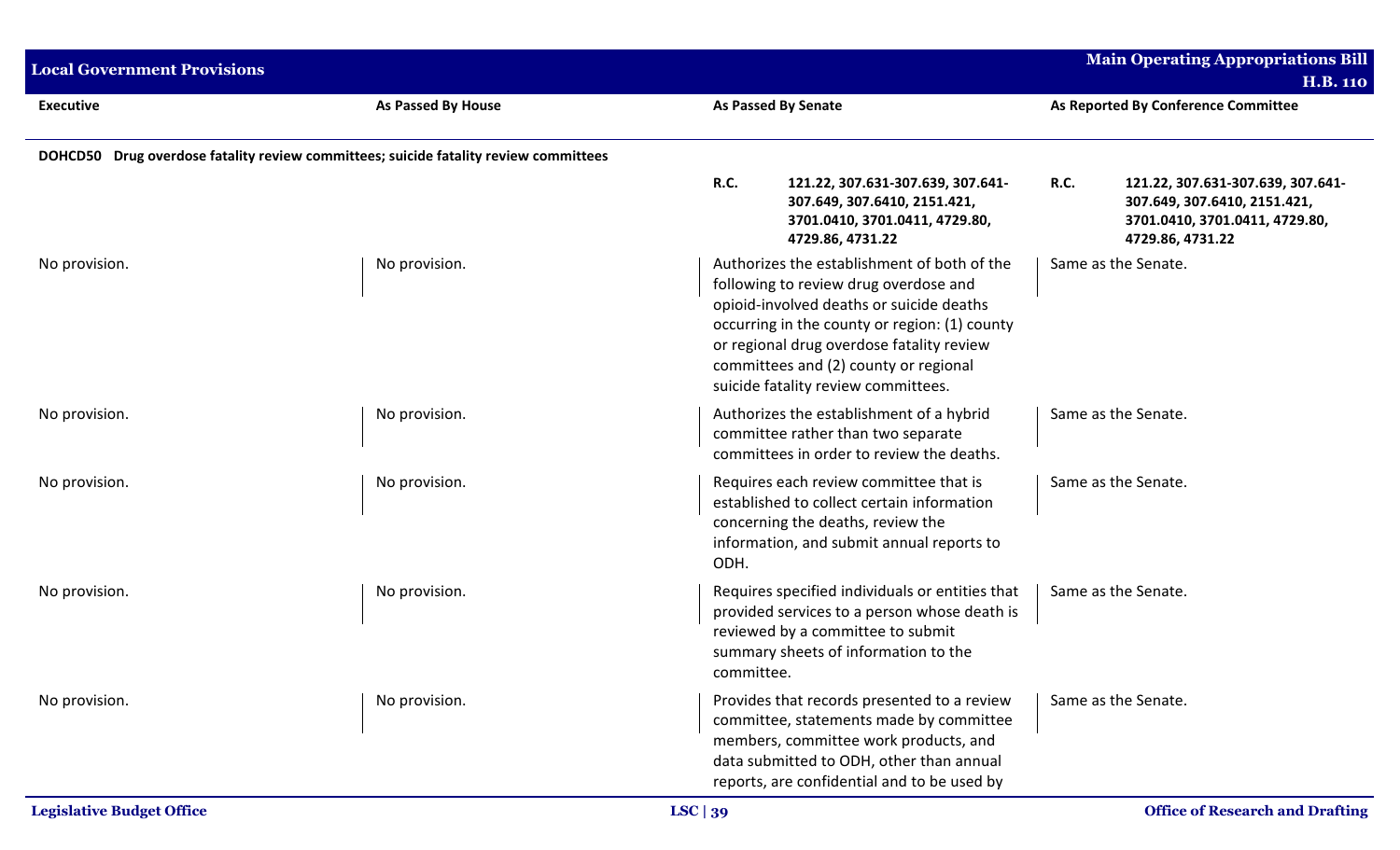| Executive | As Passed By House | As Passed By Senate | As Reported By Conference Committee |
|---|---|---|---|
| **DOHCD50 Drug overdose fatality review committees; suicide fatality review committees** | | | |
| | | **R.C.** **121.22, 307.631-307.639, 307.641-307.649, 307.6410, 2151.421, 3701.0410, 3701.0411, 4729.80, 4729.86, 4731.22** | **R.C.** **121.22, 307.631-307.639, 307.641-307.649, 307.6410, 2151.421, 3701.0410, 3701.0411, 4729.80, 4729.86, 4731.22** |
| No provision. | No provision. | Authorizes the establishment of both of the following to review drug overdose and opioid-involved deaths or suicide deaths occurring in the county or region: (1) county or regional drug overdose fatality review committees and (2) county or regional suicide fatality review committees. | Same as the Senate. |
| No provision. | No provision. | Authorizes the establishment of a hybrid committee rather than two separate committees in order to review the deaths. | Same as the Senate. |
| No provision. | No provision. | Requires each review committee that is established to collect certain information concerning the deaths, review the information, and submit annual reports to ODH. | Same as the Senate. |
| No provision. | No provision. | Requires specified individuals or entities that provided services to a person whose death is reviewed by a committee to submit summary sheets of information to the committee. | Same as the Senate. |
| No provision. | No provision. | Provides that records presented to a review committee, statements made by committee members, committee work products, and data submitted to ODH, other than annual reports, are confidential and to be used by | Same as the Senate. |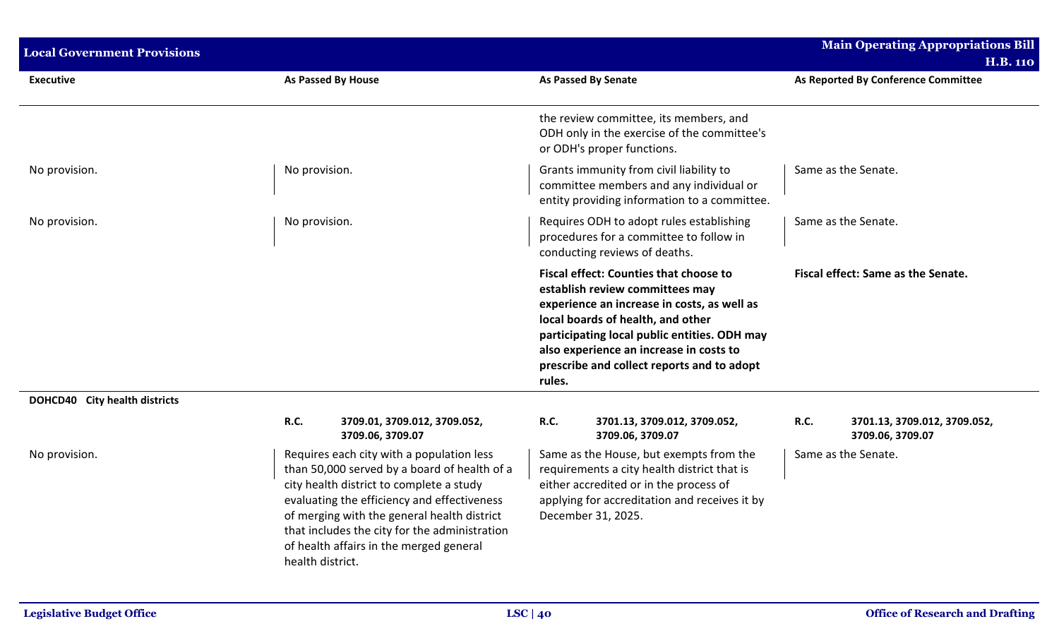| Executive | As Passed By House | As Passed By Senate | As Reported By Conference Committee |
|---|---|---|---|
| | | the review committee, its members, and ODH only in the exercise of the committee's or ODH's proper functions. | |
| No provision. | No provision. | Grants immunity from civil liability to committee members and any individual or entity providing information to a committee. | Same as the Senate. |
| No provision. | No provision. | Requires ODH to adopt rules establishing procedures for a committee to follow in conducting reviews of deaths. | Same as the Senate. |
| | | **Fiscal effect: Counties that choose to establish review committees may experience an increase in costs, as well as local boards of health, and other participating local public entities. ODH may also experience an increase in costs to prescribe and collect reports and to adopt rules.** | **Fiscal effect: Same as the Senate.** |
| **DOHCD40 City health districts** | | | |
| | **R.C.** 3709.01, 3709.012, 3709.052, 3709.06, 3709.07 | **R.C.** 3701.13, 3709.012, 3709.052, 3709.06, 3709.07 | **R.C.** 3701.13, 3709.012, 3709.052, 3709.06, 3709.07 |
| No provision. | Requires each city with a population less than 50,000 served by a board of health of a city health district to complete a study evaluating the efficiency and effectiveness of merging with the general health district that includes the city for the administration of health affairs in the merged general health district. | Same as the House, but exempts from the requirements a city health district that is either accredited or in the process of applying for accreditation and receives it by December 31, 2025. | Same as the Senate. |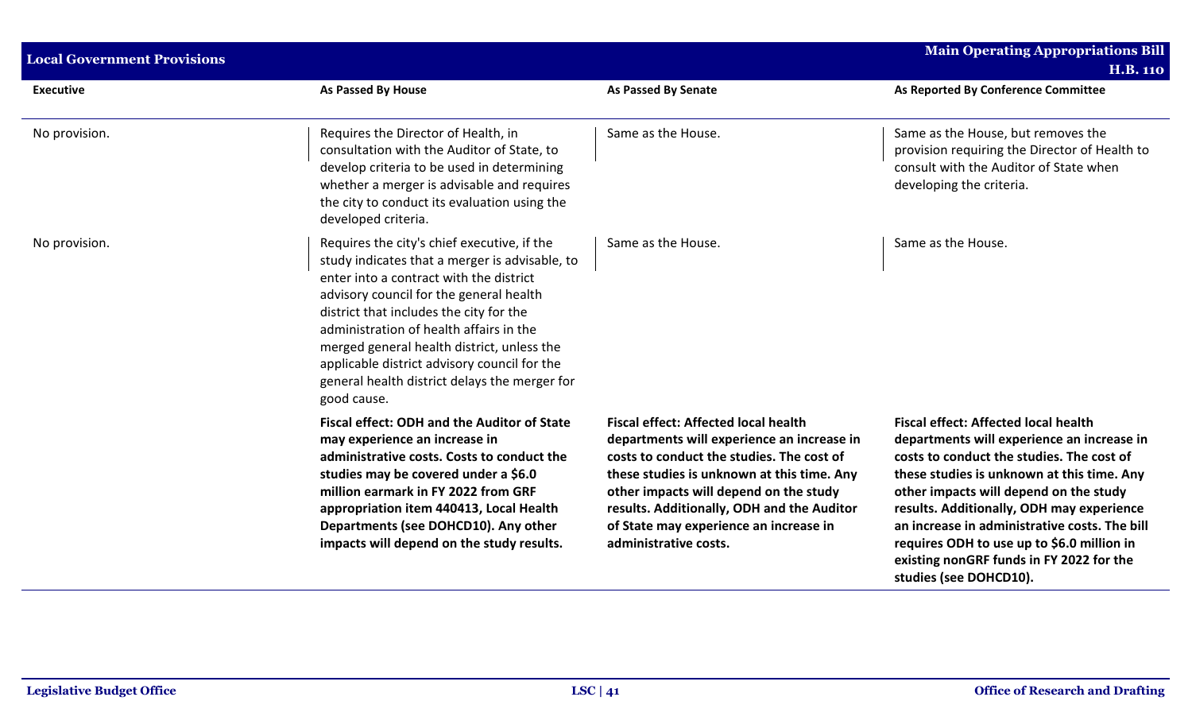| Executive | As Passed By House | As Passed By Senate | As Reported By Conference Committee |
|---|---|---|---|
| No provision. | Requires the Director of Health, in consultation with the Auditor of State, to develop criteria to be used in determining whether a merger is advisable and requires the city to conduct its evaluation using the developed criteria. | Same as the House. | Same as the House, but removes the provision requiring the Director of Health to consult with the Auditor of State when developing the criteria. |
| No provision. | Requires the city's chief executive, if the study indicates that a merger is advisable, to enter into a contract with the district advisory council for the general health district that includes the city for the administration of health affairs in the merged general health district, unless the applicable district advisory council for the general health district delays the merger for good cause. | Same as the House. | Same as the House. |
| | **Fiscal effect: ODH and the Auditor of State may experience an increase in administrative costs. Costs to conduct the studies may be covered under a $6.0 million earmark in FY 2022 from GRF appropriation item 440413, Local Health Departments (see DOHCD10). Any other impacts will depend on the study results.** | **Fiscal effect: Affected local health departments will experience an increase in costs to conduct the studies. The cost of these studies is unknown at this time. Any other impacts will depend on the study results. Additionally, ODH and the Auditor of State may experience an increase in administrative costs.** | **Fiscal effect: Affected local health departments will experience an increase in costs to conduct the studies. The cost of these studies is unknown at this time. Any other impacts will depend on the study results. Additionally, ODH may experience an increase in administrative costs. The bill requires ODH to use up to $6.0 million in existing nonGRF funds in FY 2022 for the studies (see DOHCD10).** |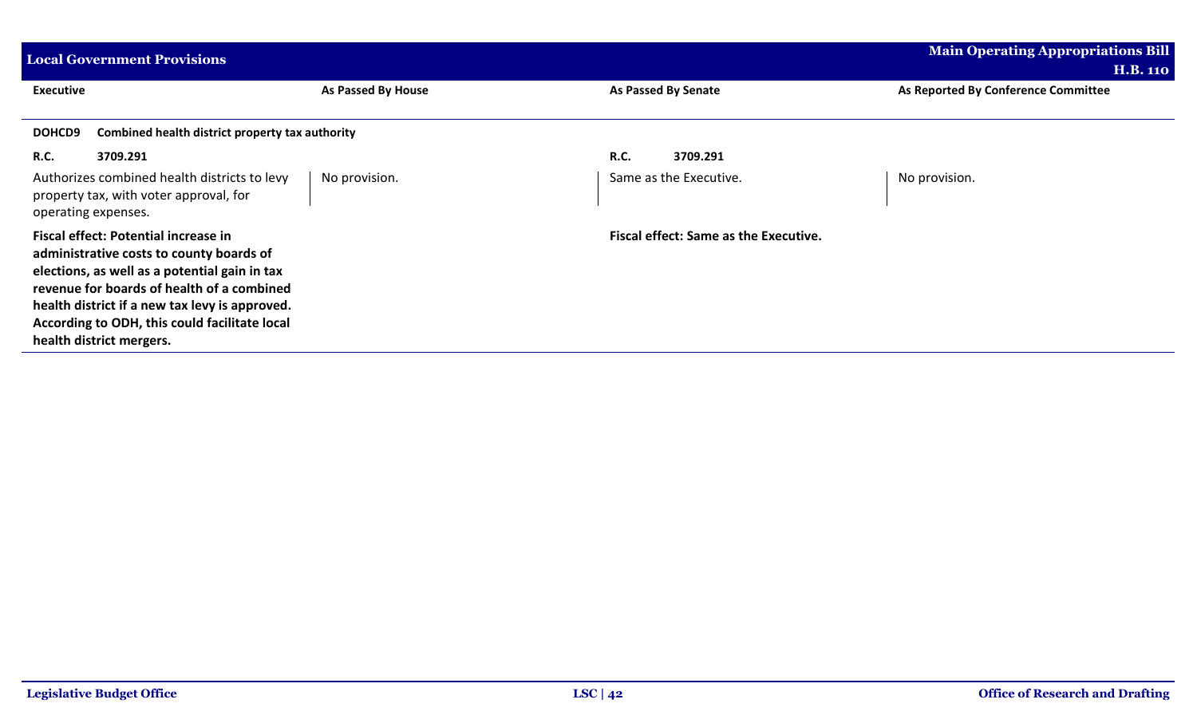| Executive | As Passed By House | As Passed By Senate | As Reported By Conference Committee |
|---|---|---|---|
| **DOHCD9 Combined health district property tax authority** | | | |
| **R.C. 3709.291** | | **R.C. 3709.291** | |
| Authorizes combined health districts to levy property tax, with voter approval, for operating expenses. | No provision. | Same as the Executive. | No provision. |
| **Fiscal effect: Potential increase in administrative costs to county boards of elections, as well as a potential gain in tax revenue for boards of health of a combined health district if a new tax levy is approved. According to ODH, this could facilitate local health district mergers.** | | **Fiscal effect: Same as the Executive.** | |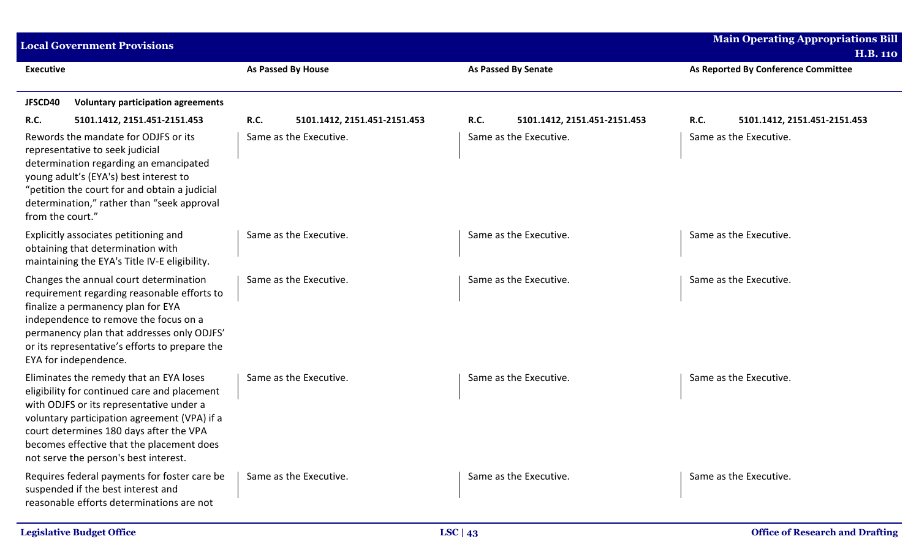| Executive | As Passed By House | As Passed By Senate | As Reported By Conference Committee |
|---|---|---|---|
| **JFSCD40 Voluntary participation agreements** | | | |
| **R.C. 5101.1412, 2151.451-2151.453** | **R.C. 5101.1412, 2151.451-2151.453** | **R.C. 5101.1412, 2151.451-2151.453** | **R.C. 5101.1412, 2151.451-2151.453** |
| Rewords the mandate for ODJFS or its representative to seek judicial determination regarding an emancipated young adult's (EYA's) best interest to "petition the court for and obtain a judicial determination," rather than "seek approval from the court." | Same as the Executive. | Same as the Executive. | Same as the Executive. |
| Explicitly associates petitioning and obtaining that determination with maintaining the EYA's Title IV-E eligibility. | Same as the Executive. | Same as the Executive. | Same as the Executive. |
| Changes the annual court determination requirement regarding reasonable efforts to finalize a permanency plan for EYA independence to remove the focus on a permanency plan that addresses only ODJFS' or its representative's efforts to prepare the EYA for independence. | Same as the Executive. | Same as the Executive. | Same as the Executive. |
| Eliminates the remedy that an EYA loses eligibility for continued care and placement with ODJFS or its representative under a voluntary participation agreement (VPA) if a court determines 180 days after the VPA becomes effective that the placement does not serve the person's best interest. | Same as the Executive. | Same as the Executive. | Same as the Executive. |
| Requires federal payments for foster care be suspended if the best interest and reasonable efforts determinations are not | Same as the Executive. | Same as the Executive. | Same as the Executive. |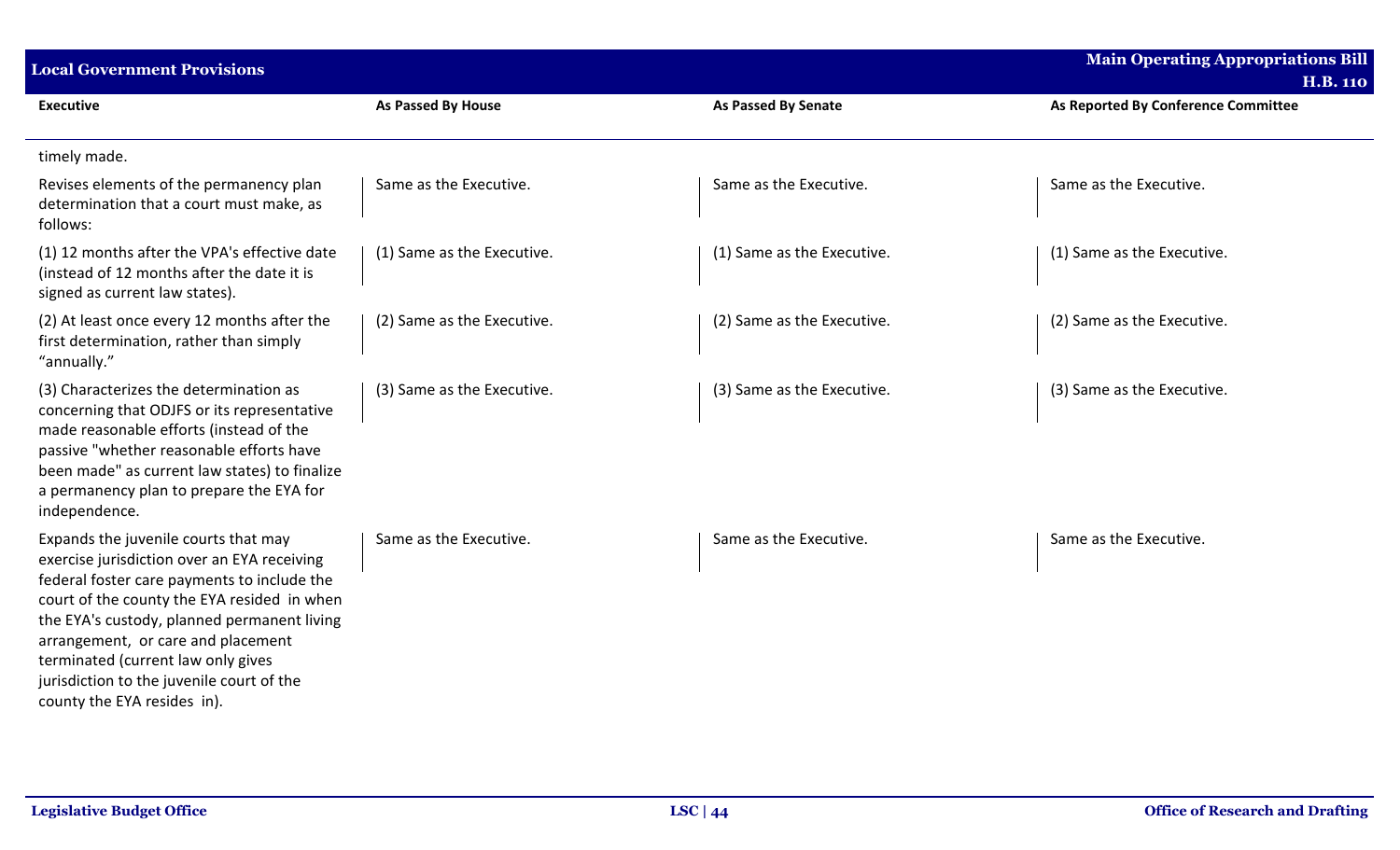| Executive | As Passed By House | As Passed By Senate | As Reported By Conference Committee |
|---|---|---|---|
| timely made. | | | |
| Revises elements of the permanency plan determination that a court must make, as follows: | Same as the Executive. | Same as the Executive. | Same as the Executive. |
| (1) 12 months after the VPA's effective date (instead of 12 months after the date it is signed as current law states). | (1) Same as the Executive. | (1) Same as the Executive. | (1) Same as the Executive. |
| (2) At least once every 12 months after the first determination, rather than simply "annually." | (2) Same as the Executive. | (2) Same as the Executive. | (2) Same as the Executive. |
| (3) Characterizes the determination as concerning that ODJFS or its representative made reasonable efforts (instead of the passive "whether reasonable efforts have been made" as current law states) to finalize a permanency plan to prepare the EYA for independence. | (3) Same as the Executive. | (3) Same as the Executive. | (3) Same as the Executive. |
| Expands the juvenile courts that may exercise jurisdiction over an EYA receiving federal foster care payments to include the court of the county the EYA resided in when the EYA's custody, planned permanent living arrangement, or care and placement terminated (current law only gives jurisdiction to the juvenile court of the county the EYA resides in). | Same as the Executive. | Same as the Executive. | Same as the Executive. |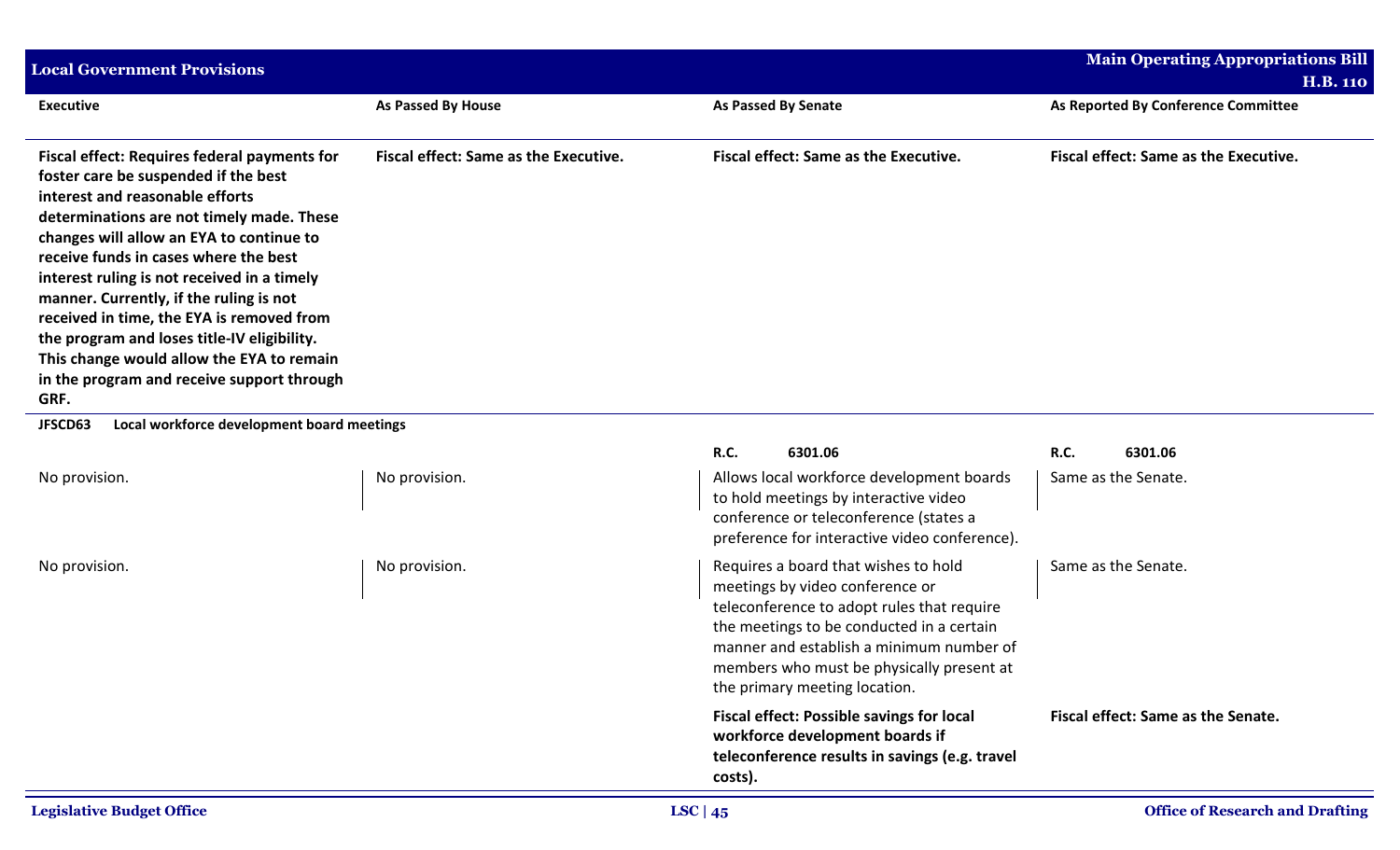| Executive | As Passed By House | As Passed By Senate | As Reported By Conference Committee |
|---|---|---|---|
| **Fiscal effect: Requires federal payments for foster care be suspended if the best interest and reasonable efforts determinations are not timely made. These changes will allow an EYA to continue to receive funds in cases where the best interest ruling is not received in a timely manner. Currently, if the ruling is not received in time, the EYA is removed from the program and loses title-IV eligibility. This change would allow the EYA to remain in the program and receive support through GRF.** | **Fiscal effect: Same as the Executive.** | **Fiscal effect: Same as the Executive.** | **Fiscal effect: Same as the Executive.** |
| **JFSCD63 Local workforce development board meetings** | | | |
| | | **R.C. 6301.06** | **R.C. 6301.06** |
| No provision. | No provision. | Allows local workforce development boards to hold meetings by interactive video conference or teleconference (states a preference for interactive video conference). | Same as the Senate. |
| No provision. | No provision. | Requires a board that wishes to hold meetings by video conference or teleconference to adopt rules that require the meetings to be conducted in a certain manner and establish a minimum number of members who must be physically present at the primary meeting location. | Same as the Senate. |
| | | **Fiscal effect: Possible savings for local workforce development boards if teleconference results in savings (e.g. travel costs).** | **Fiscal effect: Same as the Senate.** |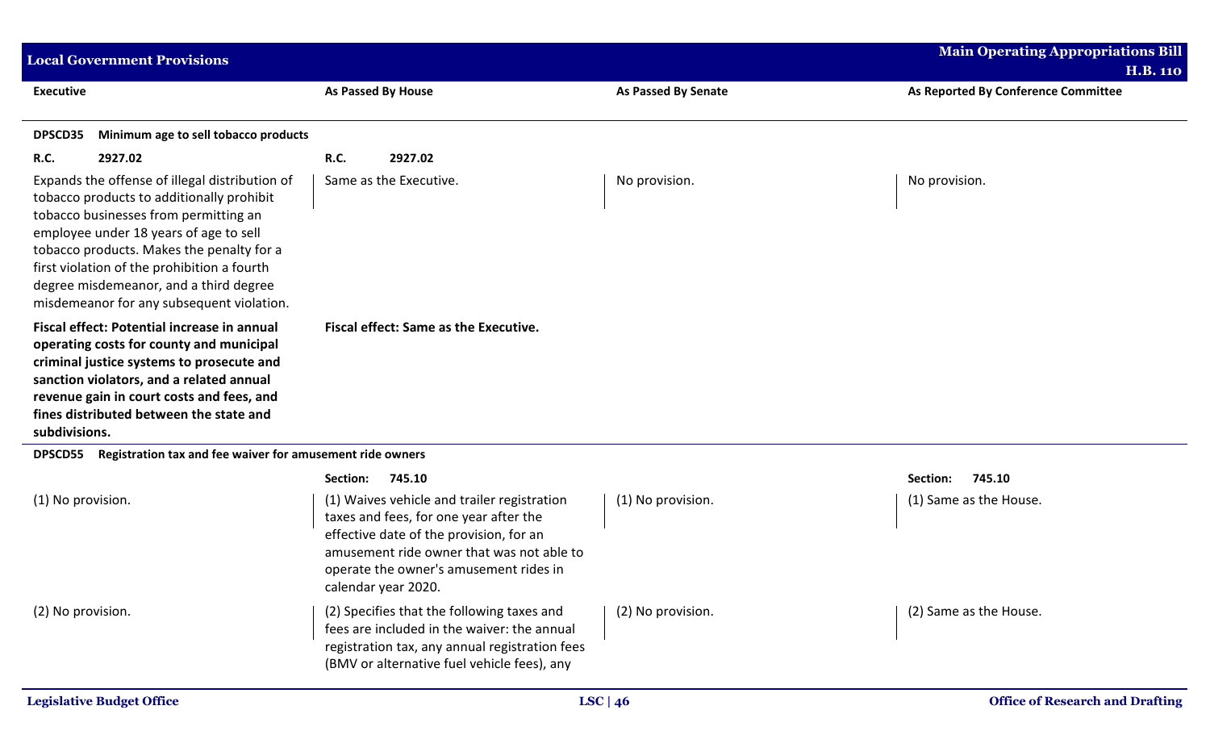| Executive | As Passed By House | As Passed By Senate | As Reported By Conference Committee |
|---|---|---|---|
| **DPSCD35 Minimum age to sell tobacco products** | | | |
| **R.C. 2927.02** | **R.C. 2927.02** | | |
| Expands the offense of illegal distribution of tobacco products to additionally prohibit tobacco businesses from permitting an employee under 18 years of age to sell tobacco products. Makes the penalty for a first violation of the prohibition a fourth degree misdemeanor, and a third degree misdemeanor for any subsequent violation. | Same as the Executive. | No provision. | No provision. |
| **Fiscal effect: Potential increase in annual operating costs for county and municipal criminal justice systems to prosecute and sanction violators, and a related annual revenue gain in court costs and fees, and fines distributed between the state and subdivisions.** | **Fiscal effect: Same as the Executive.** | | |
| **DPSCD55 Registration tax and fee waiver for amusement ride owners** | | | |
| | **Section: 745.10** | | **Section: 745.10** |
| (1) No provision. | (1) Waives vehicle and trailer registration taxes and fees, for one year after the effective date of the provision, for an amusement ride owner that was not able to operate the owner's amusement rides in calendar year 2020. | (1) No provision. | (1) Same as the House. |
| (2) No provision. | (2) Specifies that the following taxes and fees are included in the waiver: the annual registration tax, any annual registration fees (BMV or alternative fuel vehicle fees), any | (2) No provision. | (2) Same as the House. |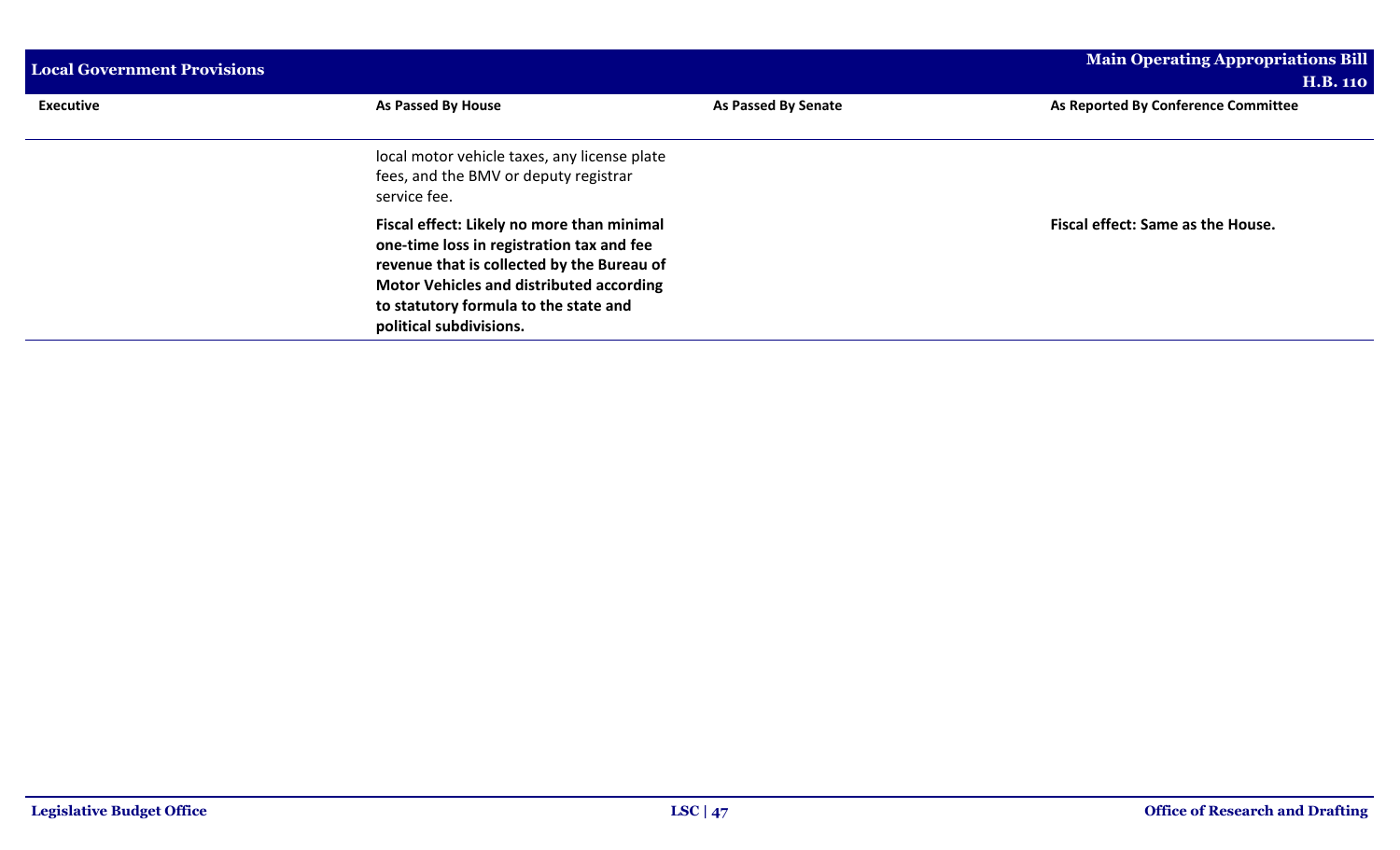| Executive | As Passed By House | As Passed By Senate | As Reported By Conference Committee |
| --- | --- | --- | --- |
| | local motor vehicle taxes, any license plate fees, and the BMV or deputy registrar service fee. | | |
| | **Fiscal effect: Likely no more than minimal one-time loss in registration tax and fee revenue that is collected by the Bureau of Motor Vehicles and distributed according to statutory formula to the state and political subdivisions.** | | **Fiscal effect: Same as the House.** |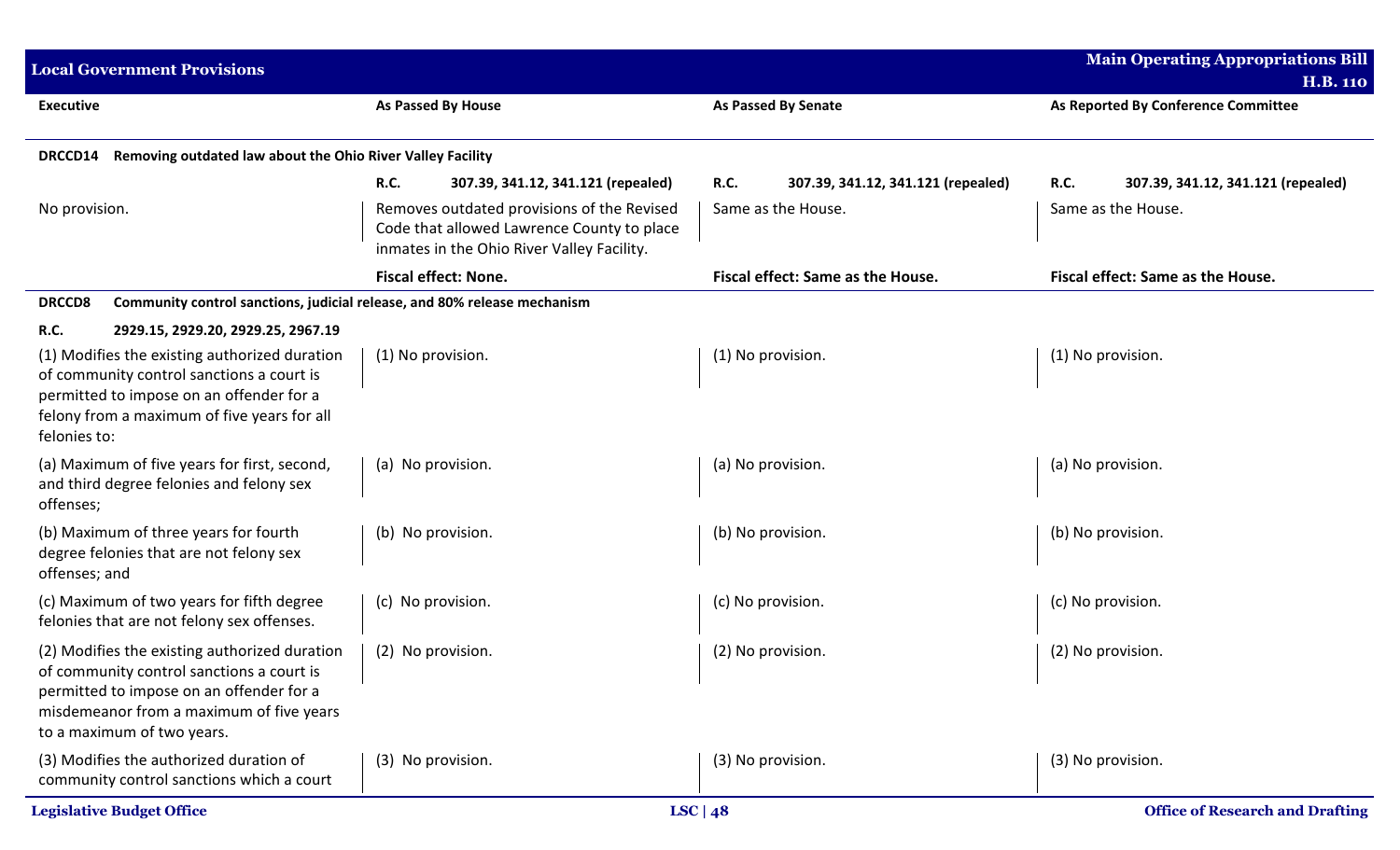| Executive | As Passed By House | As Passed By Senate | As Reported By Conference Committee |
|---|---|---|---|
| **DRCCD14 Removing outdated law about the Ohio River Valley Facility** | | | |
| | **R.C. 307.39, 341.12, 341.121 (repealed)** | **R.C. 307.39, 341.12, 341.121 (repealed)** | **R.C. 307.39, 341.12, 341.121 (repealed)** |
| No provision. | Removes outdated provisions of the Revised Code that allowed Lawrence County to place inmates in the Ohio River Valley Facility. | Same as the House. | Same as the House. |
| | **Fiscal effect: None.** | **Fiscal effect: Same as the House.** | **Fiscal effect: Same as the House.** |
| **DRCCD8 Community control sanctions, judicial release, and 80% release mechanism** | | | |
| **R.C. 2929.15, 2929.20, 2929.25, 2967.19** | | | |
| (1) Modifies the existing authorized duration of community control sanctions a court is permitted to impose on an offender for a felony from a maximum of five years for all felonies to: | (1) No provision. | (1) No provision. | (1) No provision. |
| (a) Maximum of five years for first, second, and third degree felonies and felony sex offenses; | (a) No provision. | (a) No provision. | (a) No provision. |
| (b) Maximum of three years for fourth degree felonies that are not felony sex offenses; and | (b) No provision. | (b) No provision. | (b) No provision. |
| (c) Maximum of two years for fifth degree felonies that are not felony sex offenses. | (c) No provision. | (c) No provision. | (c) No provision. |
| (2) Modifies the existing authorized duration of community control sanctions a court is permitted to impose on an offender for a misdemeanor from a maximum of five years to a maximum of two years. | (2) No provision. | (2) No provision. | (2) No provision. |
| (3) Modifies the authorized duration of community control sanctions which a court | (3) No provision. | (3) No provision. | (3) No provision. |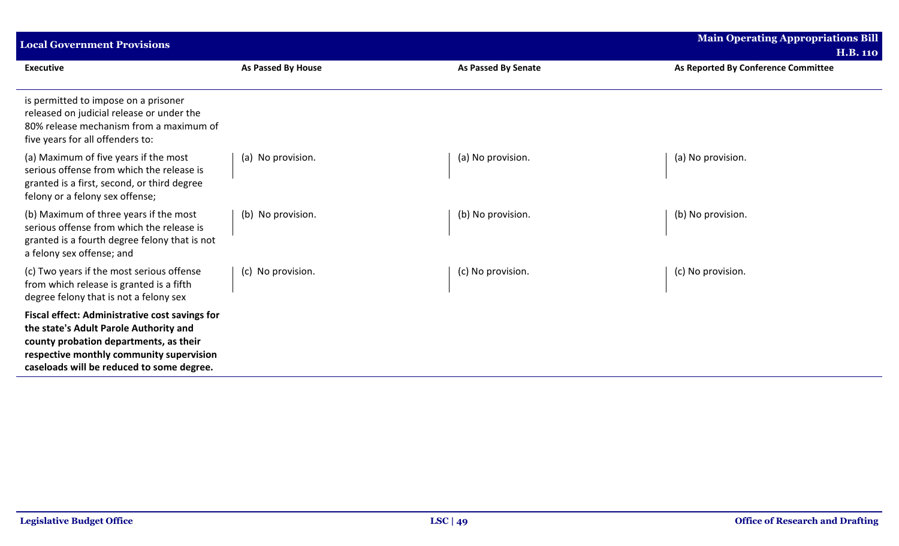| Executive | As Passed By House | As Passed By Senate | As Reported By Conference Committee |
|---|---|---|---|
| is permitted to impose on a prisoner released on judicial release or under the 80% release mechanism from a maximum of five years for all offenders to: | | | |
| (a) Maximum of five years if the most serious offense from which the release is granted is a first, second, or third degree felony or a felony sex offense; | (a) No provision. | (a) No provision. | (a) No provision. |
| (b) Maximum of three years if the most serious offense from which the release is granted is a fourth degree felony that is not a felony sex offense; and | (b) No provision. | (b) No provision. | (b) No provision. |
| (c) Two years if the most serious offense from which release is granted is a fifth degree felony that is not a felony sex | (c) No provision. | (c) No provision. | (c) No provision. |
| **Fiscal effect: Administrative cost savings for the state's Adult Parole Authority and county probation departments, as their respective monthly community supervision caseloads will be reduced to some degree.** | | | |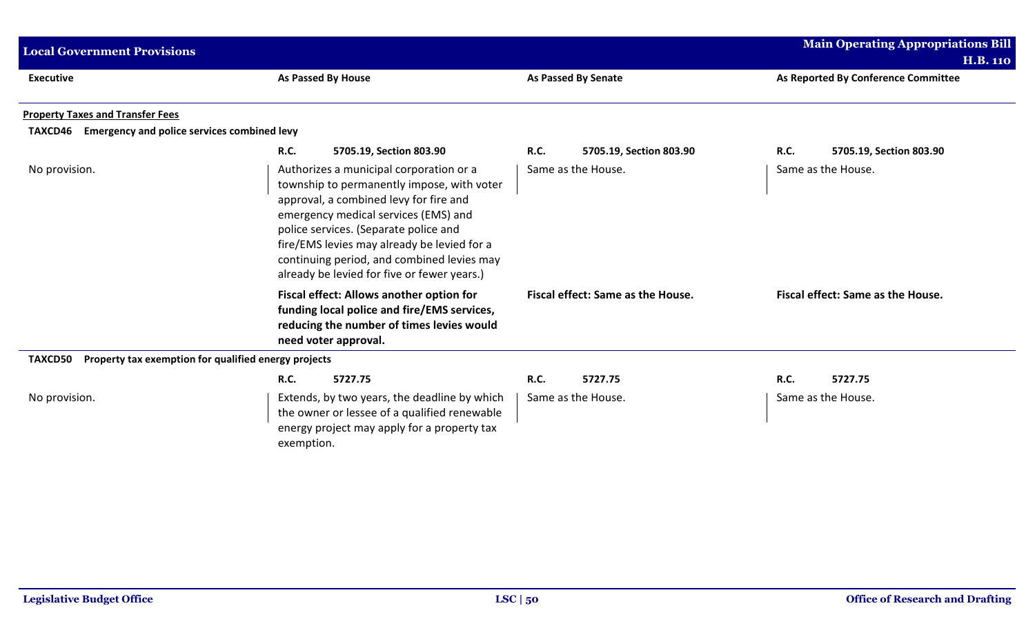| Executive | As Passed By House | As Passed By Senate | As Reported By Conference Committee |
|---|---|---|---|
| **Property Taxes and Transfer Fees** | | | |
| **TAXCD46 Emergency and police services combined levy** | | | |
| | **R.C. 5705.19, Section 803.90** | **R.C. 5705.19, Section 803.90** | **R.C. 5705.19, Section 803.90** |
| No provision. | Authorizes a municipal corporation or a township to permanently impose, with voter approval, a combined levy for fire and emergency medical services (EMS) and police services. (Separate police and fire/EMS levies may already be levied for a continuing period, and combined levies may already be levied for five or fewer years.) | Same as the House. | Same as the House. |
| | **Fiscal effect: Allows another option for funding local police and fire/EMS services, reducing the number of times levies would need voter approval.** | **Fiscal effect: Same as the House.** | **Fiscal effect: Same as the House.** |
| **TAXCD50 Property tax exemption for qualified energy projects** | | | |
| | **R.C. 5727.75** | **R.C. 5727.75** | **R.C. 5727.75** |
| No provision. | Extends, by two years, the deadline by which the owner or lessee of a qualified renewable energy project may apply for a property tax exemption. | Same as the House. | Same as the House. |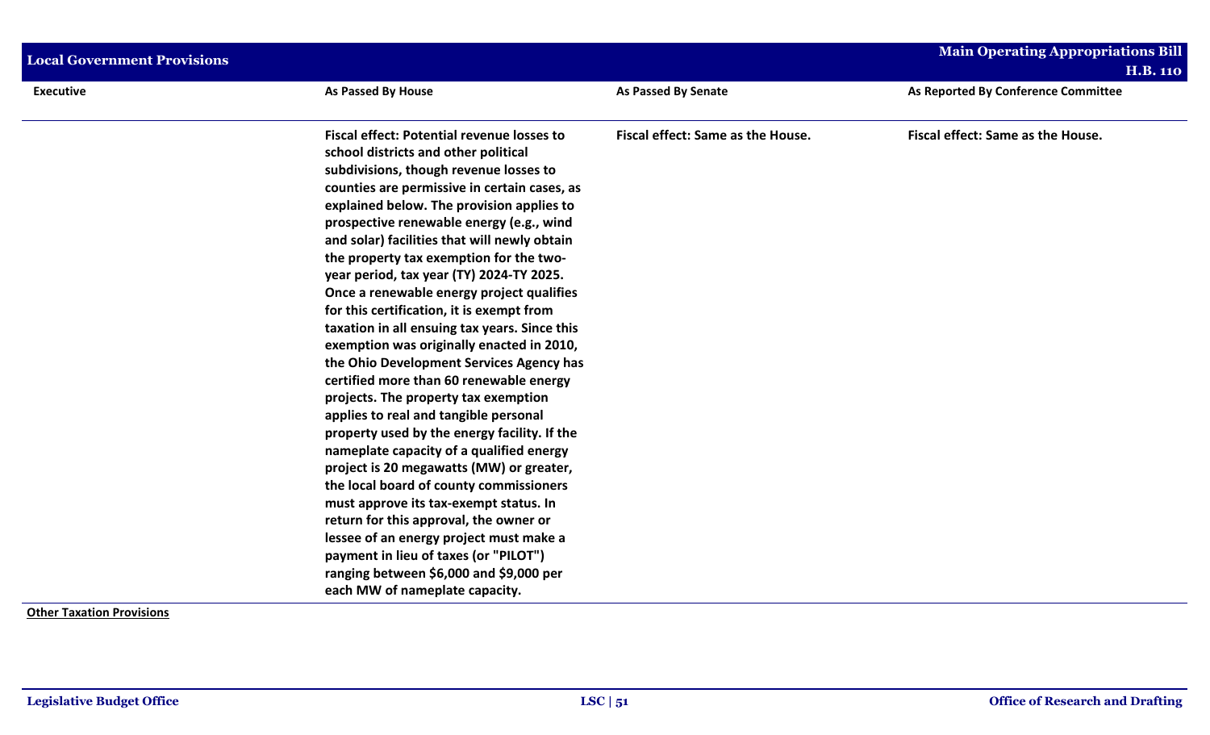| Executive | As Passed By House | As Passed By Senate | As Reported By Conference Committee |
|---|---|---|---|
| | **Fiscal effect: Potential revenue losses to school districts and other political subdivisions, though revenue losses to counties are permissive in certain cases, as explained below. The provision applies to prospective renewable energy (e.g., wind and solar) facilities that will newly obtain the property tax exemption for the two-year period, tax year (TY) 2024-TY 2025. Once a renewable energy project qualifies for this certification, it is exempt from taxation in all ensuing tax years. Since this exemption was originally enacted in 2010, the Ohio Development Services Agency has certified more than 60 renewable energy projects. The property tax exemption applies to real and tangible personal property used by the energy facility. If the nameplate capacity of a qualified energy project is 20 megawatts (MW) or greater, the local board of county commissioners must approve its tax-exempt status. In return for this approval, the owner or lessee of an energy project must make a payment in lieu of taxes (or "PILOT") ranging between $6,000 and $9,000 per each MW of nameplate capacity.** | **Fiscal effect: Same as the House.** | **Fiscal effect: Same as the House.** |

**Other Taxation Provisions**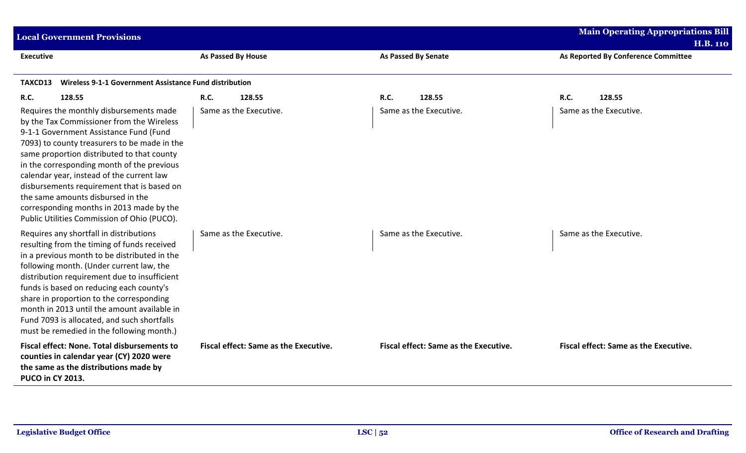| Executive | As Passed By House | As Passed By Senate | As Reported By Conference Committee |
|---|---|---|---|
| **TAXCD13 Wireless 9-1-1 Government Assistance Fund distribution** | | | |
| **R.C. 128.55** | **R.C. 128.55** | **R.C. 128.55** | **R.C. 128.55** |
| Requires the monthly disbursements made by the Tax Commissioner from the Wireless 9-1-1 Government Assistance Fund (Fund 7093) to county treasurers to be made in the same proportion distributed to that county in the corresponding month of the previous calendar year, instead of the current law disbursements requirement that is based on the same amounts disbursed in the corresponding months in 2013 made by the Public Utilities Commission of Ohio (PUCO). | Same as the Executive. | Same as the Executive. | Same as the Executive. |
| Requires any shortfall in distributions resulting from the timing of funds received in a previous month to be distributed in the following month. (Under current law, the distribution requirement due to insufficient funds is based on reducing each county's share in proportion to the corresponding month in 2013 until the amount available in Fund 7093 is allocated, and such shortfalls must be remedied in the following month.) | Same as the Executive. | Same as the Executive. | Same as the Executive. |
| **Fiscal effect: None. Total disbursements to counties in calendar year (CY) 2020 were the same as the distributions made by PUCO in CY 2013.** | **Fiscal effect: Same as the Executive.** | **Fiscal effect: Same as the Executive.** | **Fiscal effect: Same as the Executive.** |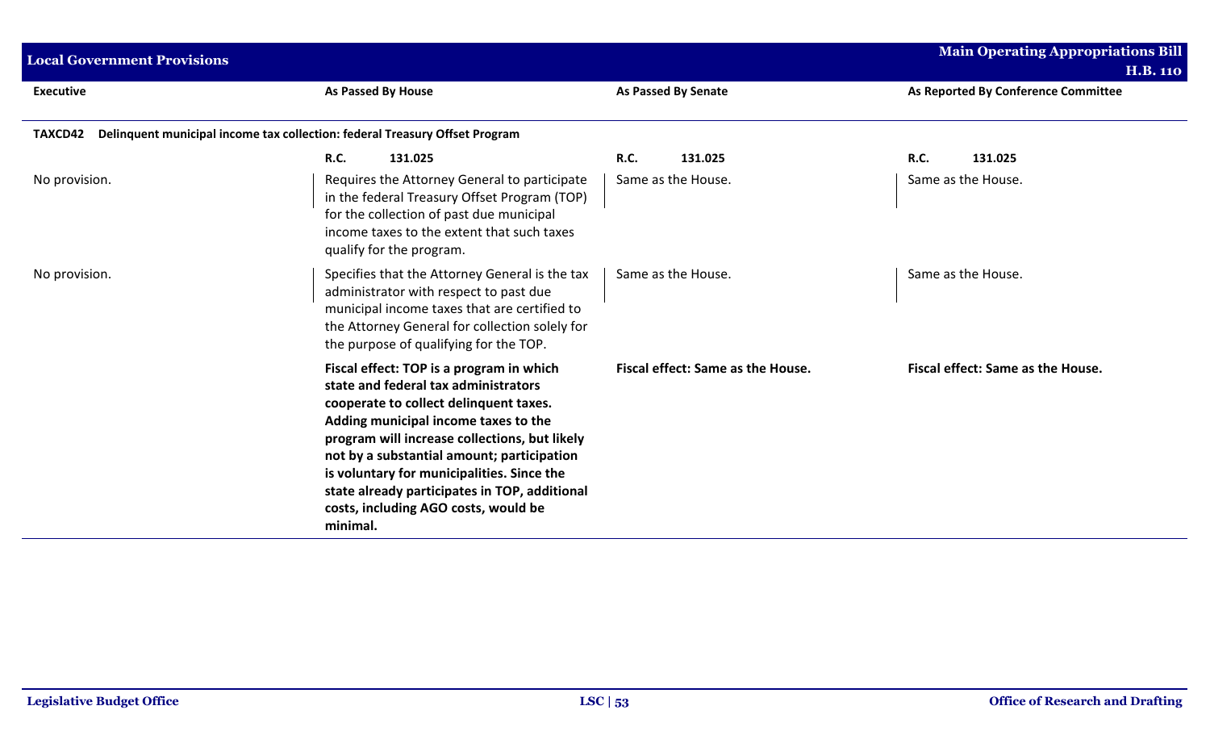| Executive | As Passed By House | As Passed By Senate | As Reported By Conference Committee |
|---|---|---|---|
| **TAXCD42 Delinquent municipal income tax collection: federal Treasury Offset Program** | | | |
| | R.C. 131.025 | R.C. 131.025 | R.C. 131.025 |
| No provision. | Requires the Attorney General to participate in the federal Treasury Offset Program (TOP) for the collection of past due municipal income taxes to the extent that such taxes qualify for the program. | Same as the House. | Same as the House. |
| No provision. | Specifies that the Attorney General is the tax administrator with respect to past due municipal income taxes that are certified to the Attorney General for collection solely for the purpose of qualifying for the TOP. | Same as the House. | Same as the House. |
| | **Fiscal effect: TOP is a program in which state and federal tax administrators cooperate to collect delinquent taxes. Adding municipal income taxes to the program will increase collections, but likely not by a substantial amount; participation is voluntary for municipalities. Since the state already participates in TOP, additional costs, including AGO costs, would be minimal.** | **Fiscal effect: Same as the House.** | **Fiscal effect: Same as the House.** |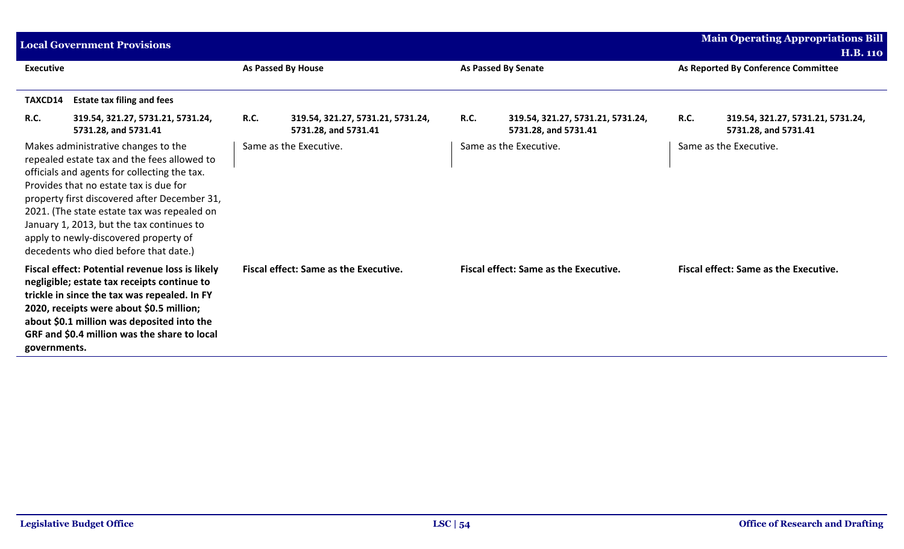| Executive | As Passed By House | As Passed By Senate | As Reported By Conference Committee |
|---|---|---|---|
| **TAXCD14 Estate tax filing and fees** | | | |
| **R.C. 319.54, 321.27, 5731.21, 5731.24, 5731.28, and 5731.41** | **R.C. 319.54, 321.27, 5731.21, 5731.24, 5731.28, and 5731.41** | **R.C. 319.54, 321.27, 5731.21, 5731.24, 5731.28, and 5731.41** | **R.C. 319.54, 321.27, 5731.21, 5731.24, 5731.28, and 5731.41** |
| Makes administrative changes to the repealed estate tax and the fees allowed to officials and agents for collecting the tax. Provides that no estate tax is due for property first discovered after December 31, 2021. (The state estate tax was repealed on January 1, 2013, but the tax continues to apply to newly-discovered property of decedents who died before that date.) | Same as the Executive. | Same as the Executive. | Same as the Executive. |
| **Fiscal effect: Potential revenue loss is likely negligible; estate tax receipts continue to trickle in since the tax was repealed. In FY 2020, receipts were about $0.5 million; about $0.1 million was deposited into the GRF and $0.4 million was the share to local governments.** | **Fiscal effect: Same as the Executive.** | **Fiscal effect: Same as the Executive.** | **Fiscal effect: Same as the Executive.** |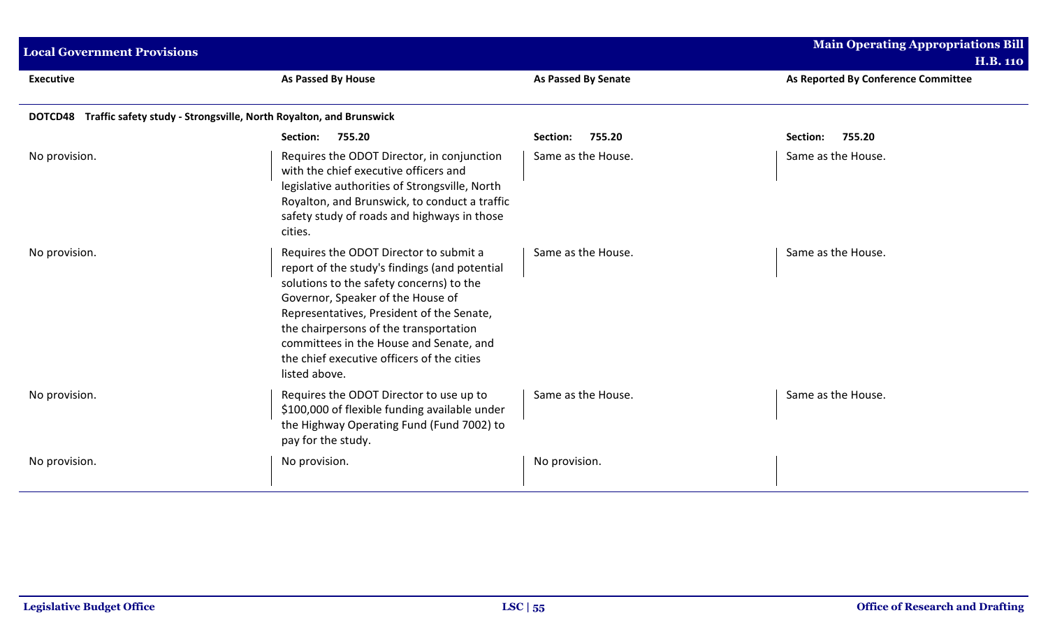| Executive | As Passed By House | As Passed By Senate | As Reported By Conference Committee |
|---|---|---|---|
| **DOTCD48 Traffic safety study - Strongsville, North Royalton, and Brunswick** | | | |
| | **Section: 755.20** | **Section: 755.20** | **Section: 755.20** |
| No provision. | Requires the ODOT Director, in conjunction with the chief executive officers and legislative authorities of Strongsville, North Royalton, and Brunswick, to conduct a traffic safety study of roads and highways in those cities. | Same as the House. | Same as the House. |
| No provision. | Requires the ODOT Director to submit a report of the study's findings (and potential solutions to the safety concerns) to the Governor, Speaker of the House of Representatives, President of the Senate, the chairpersons of the transportation committees in the House and Senate, and the chief executive officers of the cities listed above. | Same as the House. | Same as the House. |
| No provision. | Requires the ODOT Director to use up to $100,000 of flexible funding available under the Highway Operating Fund (Fund 7002) to pay for the study. | Same as the House. | Same as the House. |
| No provision. | No provision. | No provision. | |